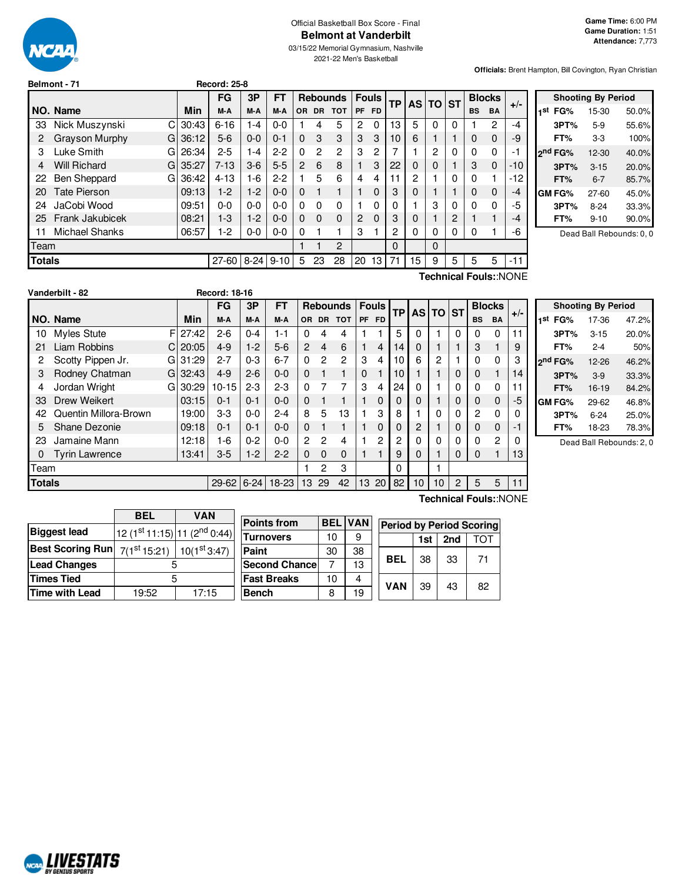Official Basketball Box Score - Final

# Belmont at Vanderbilt

03/15/22 Memorial Gymnasium, Nashville

2021-22 Men's Basketball

**Game Time:** 6:00 PM
**Game Duration:** 1:51
**Attendance:** 7,773

**Officials:** Brent Hampton, Bill Covington, Ryan Christian

## Belmont - 71

Record: 25-8

| NO. | Name | | Min | FG M-A | 3P M-A | FT M-A | OR | DR | TOT | PF | FD | TP | AS | TO | ST | BS | BA | +/- |
|---|---|---|---|---|---|---|---|---|---|---|---|---|---|---|---|---|---|---|
| 33 | Nick Muszynski | C | 30:43 | 6-16 | 1-4 | 0-0 | 1 | 4 | 5 | 2 | 0 | 13 | 5 | 0 | 0 | 1 | 2 | -4 |
| 2 | Grayson Murphy | G | 36:12 | 5-6 | 0-0 | 0-1 | 0 | 3 | 3 | 3 | 3 | 10 | 6 | 1 | 1 | 0 | 0 | -9 |
| 3 | Luke Smith | G | 26:34 | 2-5 | 1-4 | 2-2 | 0 | 2 | 2 | 3 | 2 | 7 | 1 | 2 | 0 | 0 | 0 | -1 |
| 4 | Will Richard | G | 35:27 | 7-13 | 3-6 | 5-5 | 2 | 6 | 8 | 1 | 3 | 22 | 0 | 0 | 1 | 3 | 0 | -10 |
| 22 | Ben Sheppard | G | 36:42 | 4-13 | 1-6 | 2-2 | 1 | 5 | 6 | 4 | 4 | 11 | 2 | 1 | 0 | 0 | 1 | -12 |
| 20 | Tate Pierson | | 09:13 | 1-2 | 1-2 | 0-0 | 0 | 1 | 1 | 1 | 0 | 3 | 0 | 1 | 1 | 0 | 0 | -4 |
| 24 | JaCobi Wood | | 09:51 | 0-0 | 0-0 | 0-0 | 0 | 0 | 0 | 1 | 0 | 0 | 1 | 3 | 0 | 0 | 0 | -5 |
| 25 | Frank Jakubicek | | 08:21 | 1-3 | 1-2 | 0-0 | 0 | 0 | 0 | 2 | 0 | 3 | 0 | 1 | 2 | 1 | 1 | -4 |
| 11 | Michael Shanks | | 06:57 | 1-2 | 0-0 | 0-0 | 0 | 1 | 1 | 3 | 1 | 2 | 0 | 0 | 0 | 0 | 1 | -6 |
| | Team | | | | | | 1 | 1 | 2 | | | 0 | | 0 | | | | |
| | **Totals** | | | 27-60 | 8-24 | 9-10 | 5 | 23 | 28 | 20 | 13 | 71 | 15 | 9 | 5 | 5 | 5 | -11 |

Technical Fouls::NONE

| Shooting By Period | | | |
|---|---|---|---|
| 1st | FG% | 15-30 | 50.0% |
| | 3PT% | 5-9 | 55.6% |
| | FT% | 3-3 | 100% |
| 2nd | FG% | 12-30 | 40.0% |
| | 3PT% | 3-15 | 20.0% |
| | FT% | 6-7 | 85.7% |
| GM | FG% | 27-60 | 45.0% |
| | 3PT% | 8-24 | 33.3% |
| | FT% | 9-10 | 90.0% |

Dead Ball Rebounds: 0, 0

## Vanderbilt - 82

Record: 18-16

| NO. | Name | | Min | FG M-A | 3P M-A | FT M-A | OR | DR | TOT | PF | FD | TP | AS | TO | ST | BS | BA | +/- |
|---|---|---|---|---|---|---|---|---|---|---|---|---|---|---|---|---|---|---|
| 10 | Myles Stute | F | 27:42 | 2-6 | 0-4 | 1-1 | 0 | 4 | 4 | 1 | 1 | 5 | 0 | 1 | 0 | 0 | 0 | 11 |
| 21 | Liam Robbins | C | 20:05 | 4-9 | 1-2 | 5-6 | 2 | 4 | 6 | 1 | 4 | 14 | 0 | 1 | 1 | 3 | 1 | 9 |
| 2 | Scotty Pippen Jr. | G | 31:29 | 2-7 | 0-3 | 6-7 | 0 | 2 | 2 | 3 | 4 | 10 | 6 | 2 | 1 | 0 | 0 | 3 |
| 3 | Rodney Chatman | G | 32:43 | 4-9 | 2-6 | 0-0 | 0 | 1 | 1 | 0 | 1 | 10 | 1 | 1 | 0 | 0 | 1 | 14 |
| 4 | Jordan Wright | G | 30:29 | 10-15 | 2-3 | 2-3 | 0 | 7 | 7 | 3 | 4 | 24 | 0 | 1 | 0 | 0 | 0 | 11 |
| 33 | Drew Weikert | | 03:15 | 0-1 | 0-1 | 0-0 | 0 | 1 | 1 | 1 | 0 | 0 | 0 | 1 | 0 | 0 | 0 | -5 |
| 42 | Quentin Millora-Brown | | 19:00 | 3-3 | 0-0 | 2-4 | 8 | 5 | 13 | 1 | 3 | 8 | 1 | 0 | 0 | 2 | 0 | 0 |
| 5 | Shane Dezonie | | 09:18 | 0-1 | 0-1 | 0-0 | 0 | 1 | 1 | 1 | 0 | 0 | 2 | 1 | 0 | 0 | 0 | -1 |
| 23 | Jamaine Mann | | 12:18 | 1-6 | 0-2 | 0-0 | 2 | 2 | 4 | 1 | 2 | 2 | 0 | 0 | 0 | 0 | 2 | 0 |
| 0 | Tyrin Lawrence | | 13:41 | 3-5 | 1-2 | 2-2 | 0 | 0 | 0 | 1 | 1 | 9 | 0 | 1 | 0 | 0 | 1 | 13 |
| | Team | | | | | | 1 | 2 | 3 | | | 0 | | 1 | | | | |
| | **Totals** | | | 29-62 | 6-24 | 18-23 | 13 | 29 | 42 | 13 | 20 | 82 | 10 | 10 | 2 | 5 | 5 | 11 |

Technical Fouls::NONE

| Shooting By Period | | | |
|---|---|---|---|
| 1st | FG% | 17-36 | 47.2% |
| | 3PT% | 3-15 | 20.0% |
| | FT% | 2-4 | 50% |
| 2nd | FG% | 12-26 | 46.2% |
| | 3PT% | 3-9 | 33.3% |
| | FT% | 16-19 | 84.2% |
| GM | FG% | 29-62 | 46.8% |
| | 3PT% | 6-24 | 25.0% |
| | FT% | 18-23 | 78.3% |

Dead Ball Rebounds: 2, 0

| | BEL | VAN |
|---|---|---|
| Biggest lead | 12 (1st 11:15) | 11 (2nd 0:44) |
| Best Scoring Run | 7(1st 15:21) | 10(1st 3:47) |
| Lead Changes | 5 | |
| Times Tied | 5 | |
| Time with Lead | 19:52 | 17:15 |

| Points from | BEL | VAN |
|---|---|---|
| Turnovers | 10 | 9 |
| Paint | 30 | 38 |
| Second Chance | 7 | 13 |
| Fast Breaks | 10 | 4 |
| Bench | 8 | 19 |

| Period by Period Scoring | 1st | 2nd | TOT |
|---|---|---|---|
| BEL | 38 | 33 | 71 |
| VAN | 39 | 43 | 82 |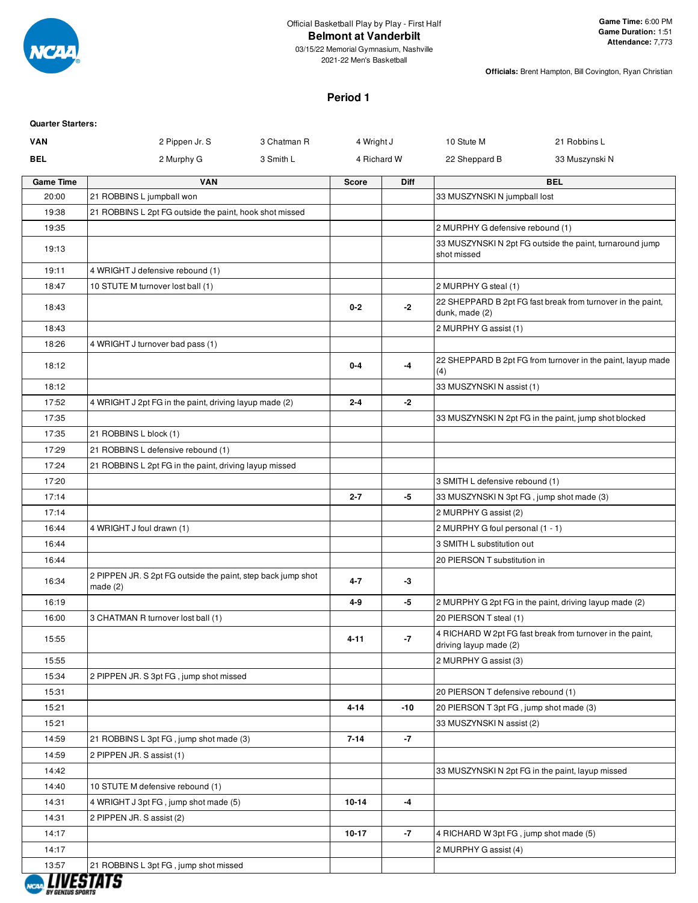Official Basketball Play by Play - First Half

# Belmont at Vanderbilt

03/15/22 Memorial Gymnasium, Nashville
2021-22 Men's Basketball

**Game Time:** 6:00 PM
**Game Duration:** 1:51
**Attendance:** 7,773

**Officials:** Brent Hampton, Bill Covington, Ryan Christian

## Period 1

**Quarter Starters:**

| | | | | | |
|---|---|---|---|---|---|
| **VAN** | 2 Pippen Jr. S | 3 Chatman R | 4 Wright J | 10 Stute M | 21 Robbins L |
| **BEL** | 2 Murphy G | 3 Smith L | 4 Richard W | 22 Sheppard B | 33 Muszynski N |

| Game Time | VAN | Score | Diff | BEL |
|---|---|---|---|---|
| 20:00 | 21 ROBBINS L jumpball won | | | 33 MUSZYNSKI N jumpball lost |
| 19:38 | 21 ROBBINS L 2pt FG outside the paint, hook shot missed | | | |
| 19:35 | | | | 2 MURPHY G defensive rebound (1) |
| 19:13 | | | | 33 MUSZYNSKI N 2pt FG outside the paint, turnaround jump shot missed |
| 19:11 | 4 WRIGHT J defensive rebound (1) | | | |
| 18:47 | 10 STUTE M turnover lost ball (1) | | | 2 MURPHY G steal (1) |
| 18:43 | | 0-2 | -2 | 22 SHEPPARD B 2pt FG fast break from turnover in the paint, dunk, made (2) |
| 18:43 | | | | 2 MURPHY G assist (1) |
| 18:26 | 4 WRIGHT J turnover bad pass (1) | | | |
| 18:12 | | 0-4 | -4 | 22 SHEPPARD B 2pt FG from turnover in the paint, layup made (4) |
| 18:12 | | | | 33 MUSZYNSKI N assist (1) |
| 17:52 | 4 WRIGHT J 2pt FG in the paint, driving layup made (2) | 2-4 | -2 | |
| 17:35 | | | | 33 MUSZYNSKI N 2pt FG in the paint, jump shot blocked |
| 17:35 | 21 ROBBINS L block (1) | | | |
| 17:29 | 21 ROBBINS L defensive rebound (1) | | | |
| 17:24 | 21 ROBBINS L 2pt FG in the paint, driving layup missed | | | |
| 17:20 | | | | 3 SMITH L defensive rebound (1) |
| 17:14 | | 2-7 | -5 | 33 MUSZYNSKI N 3pt FG , jump shot made (3) |
| 17:14 | | | | 2 MURPHY G assist (2) |
| 16:44 | 4 WRIGHT J foul drawn (1) | | | 2 MURPHY G foul personal (1 - 1) |
| 16:44 | | | | 3 SMITH L substitution out |
| 16:44 | | | | 20 PIERSON T substitution in |
| 16:34 | 2 PIPPEN JR. S 2pt FG outside the paint, step back jump shot made (2) | 4-7 | -3 | |
| 16:19 | | 4-9 | -5 | 2 MURPHY G 2pt FG in the paint, driving layup made (2) |
| 16:00 | 3 CHATMAN R turnover lost ball (1) | | | 20 PIERSON T steal (1) |
| 15:55 | | 4-11 | -7 | 4 RICHARD W 2pt FG fast break from turnover in the paint, driving layup made (2) |
| 15:55 | | | | 2 MURPHY G assist (3) |
| 15:34 | 2 PIPPEN JR. S 3pt FG , jump shot missed | | | |
| 15:31 | | | | 20 PIERSON T defensive rebound (1) |
| 15:21 | | 4-14 | -10 | 20 PIERSON T 3pt FG , jump shot made (3) |
| 15:21 | | | | 33 MUSZYNSKI N assist (2) |
| 14:59 | 21 ROBBINS L 3pt FG , jump shot made (3) | 7-14 | -7 | |
| 14:59 | 2 PIPPEN JR. S assist (1) | | | |
| 14:42 | | | | 33 MUSZYNSKI N 2pt FG in the paint, layup missed |
| 14:40 | 10 STUTE M defensive rebound (1) | | | |
| 14:31 | 4 WRIGHT J 3pt FG , jump shot made (5) | 10-14 | -4 | |
| 14:31 | 2 PIPPEN JR. S assist (2) | | | |
| 14:17 | | 10-17 | -7 | 4 RICHARD W 3pt FG , jump shot made (5) |
| 14:17 | | | | 2 MURPHY G assist (4) |
| 13:57 | 21 ROBBINS L 3pt FG , jump shot missed | | | |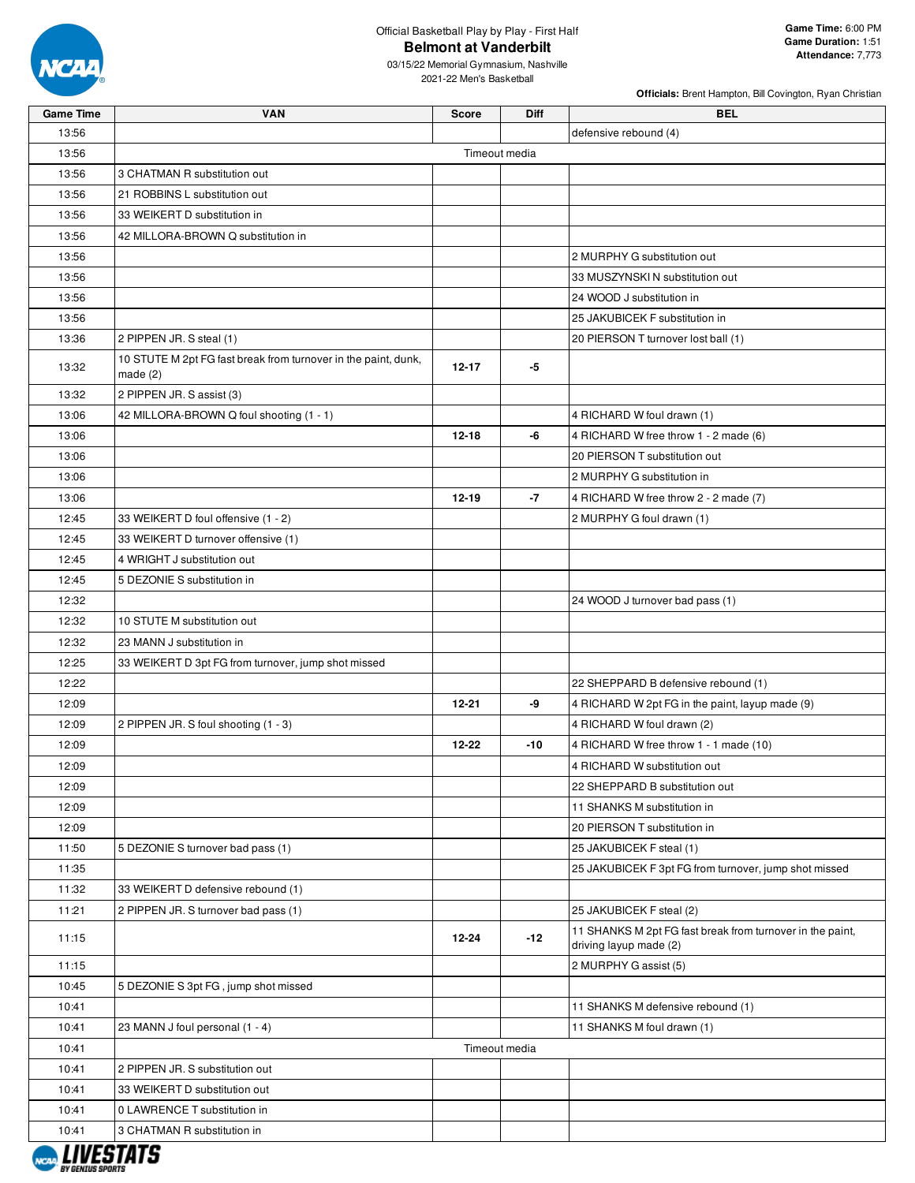Official Basketball Play by Play - First Half

# Belmont at Vanderbilt

03/15/22 Memorial Gymnasium, Nashville
2021-22 Men's Basketball

**Game Time:** 6:00 PM
**Game Duration:** 1:51
**Attendance:** 7,773

**Officials:** Brent Hampton, Bill Covington, Ryan Christian

| Game Time | VAN | Score | Diff | BEL |
|---|---|---|---|---|
| 13:56 | | | | defensive rebound (4) |
| 13:56 | Timeout media | | | |
| 13:56 | 3 CHATMAN R substitution out | | | |
| 13:56 | 21 ROBBINS L substitution out | | | |
| 13:56 | 33 WEIKERT D substitution in | | | |
| 13:56 | 42 MILLORA-BROWN Q substitution in | | | |
| 13:56 | | | | 2 MURPHY G substitution out |
| 13:56 | | | | 33 MUSZYNSKI N substitution out |
| 13:56 | | | | 24 WOOD J substitution in |
| 13:56 | | | | 25 JAKUBICEK F substitution in |
| 13:36 | 2 PIPPEN JR. S steal (1) | | | 20 PIERSON T turnover lost ball (1) |
| 13:32 | 10 STUTE M 2pt FG fast break from turnover in the paint, dunk, made (2) | 12-17 | -5 | |
| 13:32 | 2 PIPPEN JR. S assist (3) | | | |
| 13:06 | 42 MILLORA-BROWN Q foul shooting (1 - 1) | | | 4 RICHARD W foul drawn (1) |
| 13:06 | | 12-18 | -6 | 4 RICHARD W free throw 1 - 2 made (6) |
| 13:06 | | | | 20 PIERSON T substitution out |
| 13:06 | | | | 2 MURPHY G substitution in |
| 13:06 | | 12-19 | -7 | 4 RICHARD W free throw 2 - 2 made (7) |
| 12:45 | 33 WEIKERT D foul offensive (1 - 2) | | | 2 MURPHY G foul drawn (1) |
| 12:45 | 33 WEIKERT D turnover offensive (1) | | | |
| 12:45 | 4 WRIGHT J substitution out | | | |
| 12:45 | 5 DEZONIE S substitution in | | | |
| 12:32 | | | | 24 WOOD J turnover bad pass (1) |
| 12:32 | 10 STUTE M substitution out | | | |
| 12:32 | 23 MANN J substitution in | | | |
| 12:25 | 33 WEIKERT D 3pt FG from turnover, jump shot missed | | | |
| 12:22 | | | | 22 SHEPPARD B defensive rebound (1) |
| 12:09 | | 12-21 | -9 | 4 RICHARD W 2pt FG in the paint, layup made (9) |
| 12:09 | 2 PIPPEN JR. S foul shooting (1 - 3) | | | 4 RICHARD W foul drawn (2) |
| 12:09 | | 12-22 | -10 | 4 RICHARD W free throw 1 - 1 made (10) |
| 12:09 | | | | 4 RICHARD W substitution out |
| 12:09 | | | | 22 SHEPPARD B substitution out |
| 12:09 | | | | 11 SHANKS M substitution in |
| 12:09 | | | | 20 PIERSON T substitution in |
| 11:50 | 5 DEZONIE S turnover bad pass (1) | | | 25 JAKUBICEK F steal (1) |
| 11:35 | | | | 25 JAKUBICEK F 3pt FG from turnover, jump shot missed |
| 11:32 | 33 WEIKERT D defensive rebound (1) | | | |
| 11:21 | 2 PIPPEN JR. S turnover bad pass (1) | | | 25 JAKUBICEK F steal (2) |
| 11:15 | | 12-24 | -12 | 11 SHANKS M 2pt FG fast break from turnover in the paint, driving layup made (2) |
| 11:15 | | | | 2 MURPHY G assist (5) |
| 10:45 | 5 DEZONIE S 3pt FG , jump shot missed | | | |
| 10:41 | | | | 11 SHANKS M defensive rebound (1) |
| 10:41 | 23 MANN J foul personal (1 - 4) | | | 11 SHANKS M foul drawn (1) |
| 10:41 | Timeout media | | | |
| 10:41 | 2 PIPPEN JR. S substitution out | | | |
| 10:41 | 33 WEIKERT D substitution out | | | |
| 10:41 | 0 LAWRENCE T substitution in | | | |
| 10:41 | 3 CHATMAN R substitution in | | | |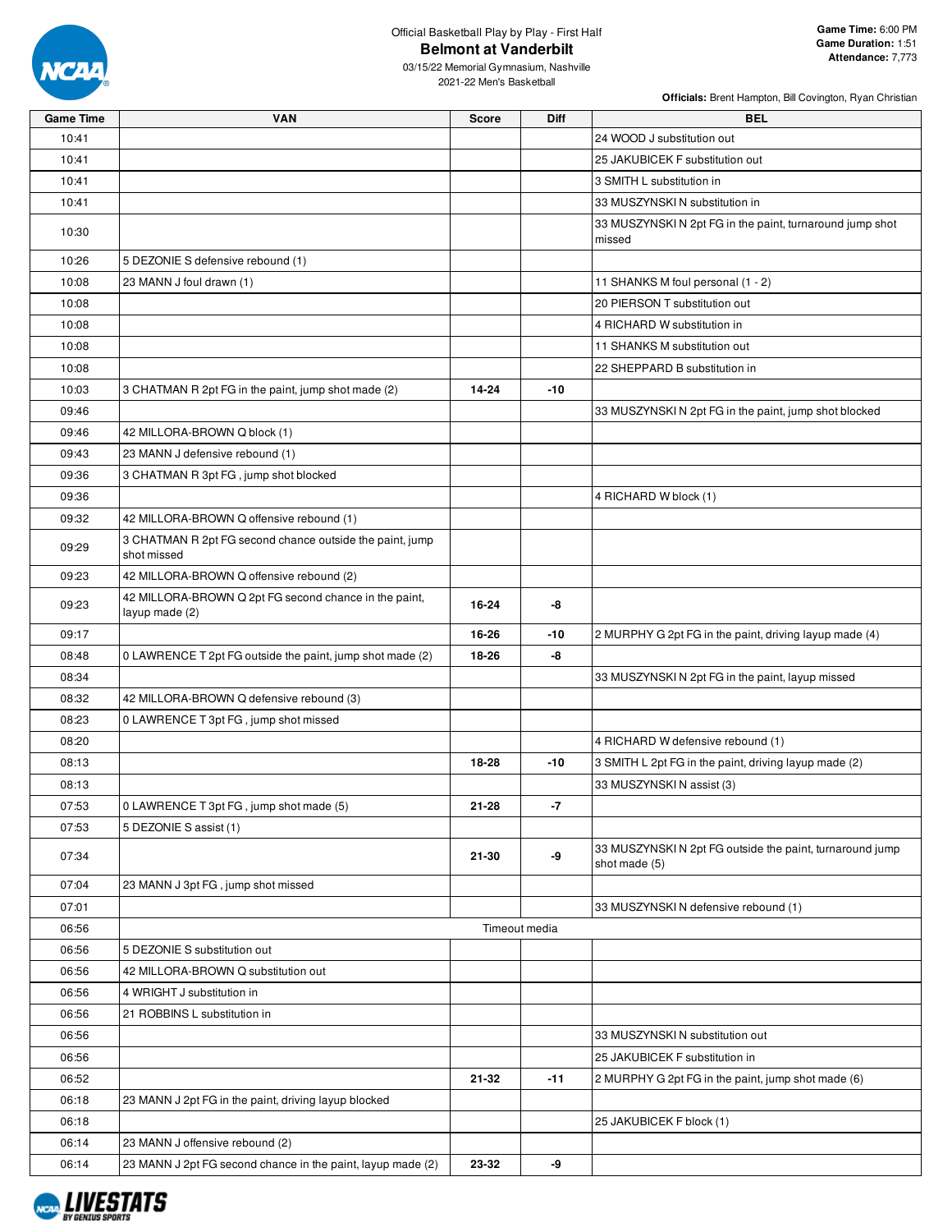Official Basketball Play by Play - First Half

# Belmont at Vanderbilt

03/15/22 Memorial Gymnasium, Nashville

2021-22 Men's Basketball

**Game Time:** 6:00 PM
**Game Duration:** 1:51
**Attendance:** 7,773

**Officials:** Brent Hampton, Bill Covington, Ryan Christian

| Game Time | VAN | Score | Diff | BEL |
|---|---|---|---|---|
| 10:41 | | | | 24 WOOD J substitution out |
| 10:41 | | | | 25 JAKUBICEK F substitution out |
| 10:41 | | | | 3 SMITH L substitution in |
| 10:41 | | | | 33 MUSZYNSKI N substitution in |
| 10:30 | | | | 33 MUSZYNSKI N 2pt FG in the paint, turnaround jump shot missed |
| 10:26 | 5 DEZONIE S defensive rebound (1) | | | |
| 10:08 | 23 MANN J foul drawn (1) | | | 11 SHANKS M foul personal (1 - 2) |
| 10:08 | | | | 20 PIERSON T substitution out |
| 10:08 | | | | 4 RICHARD W substitution in |
| 10:08 | | | | 11 SHANKS M substitution out |
| 10:08 | | | | 22 SHEPPARD B substitution in |
| 10:03 | 3 CHATMAN R 2pt FG in the paint, jump shot made (2) | 14-24 | -10 | |
| 09:46 | | | | 33 MUSZYNSKI N 2pt FG in the paint, jump shot blocked |
| 09:46 | 42 MILLORA-BROWN Q block (1) | | | |
| 09:43 | 23 MANN J defensive rebound (1) | | | |
| 09:36 | 3 CHATMAN R 3pt FG , jump shot blocked | | | |
| 09:36 | | | | 4 RICHARD W block (1) |
| 09:32 | 42 MILLORA-BROWN Q offensive rebound (1) | | | |
| 09:29 | 3 CHATMAN R 2pt FG second chance outside the paint, jump shot missed | | | |
| 09:23 | 42 MILLORA-BROWN Q offensive rebound (2) | | | |
| 09:23 | 42 MILLORA-BROWN Q 2pt FG second chance in the paint, layup made (2) | 16-24 | -8 | |
| 09:17 | | 16-26 | -10 | 2 MURPHY G 2pt FG in the paint, driving layup made (4) |
| 08:48 | 0 LAWRENCE T 2pt FG outside the paint, jump shot made (2) | 18-26 | -8 | |
| 08:34 | | | | 33 MUSZYNSKI N 2pt FG in the paint, layup missed |
| 08:32 | 42 MILLORA-BROWN Q defensive rebound (3) | | | |
| 08:23 | 0 LAWRENCE T 3pt FG , jump shot missed | | | |
| 08:20 | | | | 4 RICHARD W defensive rebound (1) |
| 08:13 | | 18-28 | -10 | 3 SMITH L 2pt FG in the paint, driving layup made (2) |
| 08:13 | | | | 33 MUSZYNSKI N assist (3) |
| 07:53 | 0 LAWRENCE T 3pt FG , jump shot made (5) | 21-28 | -7 | |
| 07:53 | 5 DEZONIE S assist (1) | | | |
| 07:34 | | 21-30 | -9 | 33 MUSZYNSKI N 2pt FG outside the paint, turnaround jump shot made (5) |
| 07:04 | 23 MANN J 3pt FG , jump shot missed | | | |
| 07:01 | | | | 33 MUSZYNSKI N defensive rebound (1) |
| 06:56 | Timeout media | | | |
| 06:56 | 5 DEZONIE S substitution out | | | |
| 06:56 | 42 MILLORA-BROWN Q substitution out | | | |
| 06:56 | 4 WRIGHT J substitution in | | | |
| 06:56 | 21 ROBBINS L substitution in | | | |
| 06:56 | | | | 33 MUSZYNSKI N substitution out |
| 06:56 | | | | 25 JAKUBICEK F substitution in |
| 06:52 | | 21-32 | -11 | 2 MURPHY G 2pt FG in the paint, jump shot made (6) |
| 06:18 | 23 MANN J 2pt FG in the paint, driving layup blocked | | | |
| 06:18 | | | | 25 JAKUBICEK F block (1) |
| 06:14 | 23 MANN J offensive rebound (2) | | | |
| 06:14 | 23 MANN J 2pt FG second chance in the paint, layup made (2) | 23-32 | -9 | |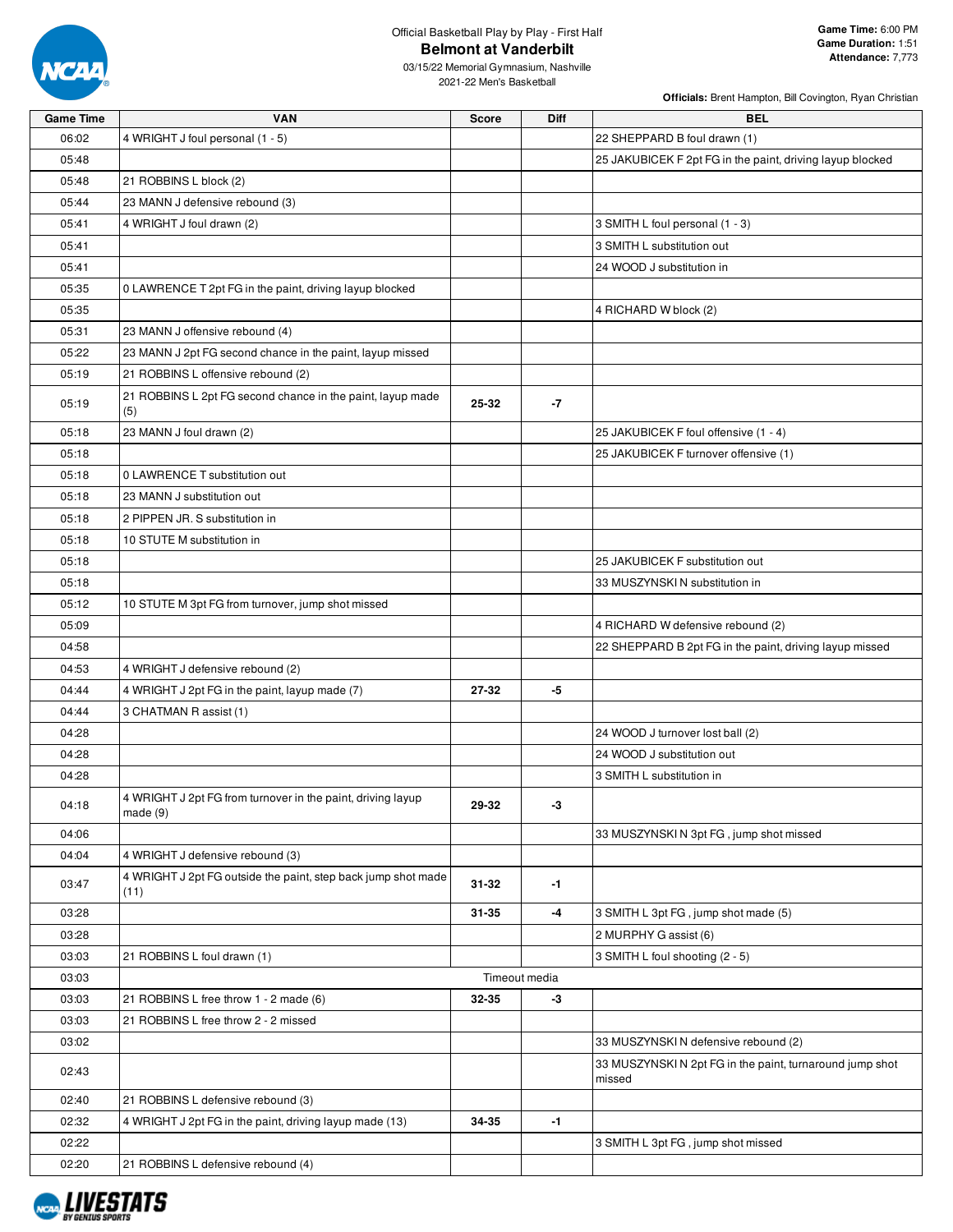Official Basketball Play by Play - First Half

# Belmont at Vanderbilt

03/15/22 Memorial Gymnasium, Nashville
2021-22 Men's Basketball

**Game Time:** 6:00 PM
**Game Duration:** 1:51
**Attendance:** 7,773

**Officials:** Brent Hampton, Bill Covington, Ryan Christian

| Game Time | VAN | Score | Diff | BEL |
|---|---|---|---|---|
| 06:02 | 4 WRIGHT J foul personal (1 - 5) | | | 22 SHEPPARD B foul drawn (1) |
| 05:48 | | | | 25 JAKUBICEK F 2pt FG in the paint, driving layup blocked |
| 05:48 | 21 ROBBINS L block (2) | | | |
| 05:44 | 23 MANN J defensive rebound (3) | | | |
| 05:41 | 4 WRIGHT J foul drawn (2) | | | 3 SMITH L foul personal (1 - 3) |
| 05:41 | | | | 3 SMITH L substitution out |
| 05:41 | | | | 24 WOOD J substitution in |
| 05:35 | 0 LAWRENCE T 2pt FG in the paint, driving layup blocked | | | |
| 05:35 | | | | 4 RICHARD W block (2) |
| 05:31 | 23 MANN J offensive rebound (4) | | | |
| 05:22 | 23 MANN J 2pt FG second chance in the paint, layup missed | | | |
| 05:19 | 21 ROBBINS L offensive rebound (2) | | | |
| 05:19 | 21 ROBBINS L 2pt FG second chance in the paint, layup made (5) | 25-32 | -7 | |
| 05:18 | 23 MANN J foul drawn (2) | | | 25 JAKUBICEK F foul offensive (1 - 4) |
| 05:18 | | | | 25 JAKUBICEK F turnover offensive (1) |
| 05:18 | 0 LAWRENCE T substitution out | | | |
| 05:18 | 23 MANN J substitution out | | | |
| 05:18 | 2 PIPPEN JR. S substitution in | | | |
| 05:18 | 10 STUTE M substitution in | | | |
| 05:18 | | | | 25 JAKUBICEK F substitution out |
| 05:18 | | | | 33 MUSZYNSKI N substitution in |
| 05:12 | 10 STUTE M 3pt FG from turnover, jump shot missed | | | |
| 05:09 | | | | 4 RICHARD W defensive rebound (2) |
| 04:58 | | | | 22 SHEPPARD B 2pt FG in the paint, driving layup missed |
| 04:53 | 4 WRIGHT J defensive rebound (2) | | | |
| 04:44 | 4 WRIGHT J 2pt FG in the paint, layup made (7) | 27-32 | -5 | |
| 04:44 | 3 CHATMAN R assist (1) | | | |
| 04:28 | | | | 24 WOOD J turnover lost ball (2) |
| 04:28 | | | | 24 WOOD J substitution out |
| 04:28 | | | | 3 SMITH L substitution in |
| 04:18 | 4 WRIGHT J 2pt FG from turnover in the paint, driving layup made (9) | 29-32 | -3 | |
| 04:06 | | | | 33 MUSZYNSKI N 3pt FG , jump shot missed |
| 04:04 | 4 WRIGHT J defensive rebound (3) | | | |
| 03:47 | 4 WRIGHT J 2pt FG outside the paint, step back jump shot made (11) | 31-32 | -1 | |
| 03:28 | | 31-35 | -4 | 3 SMITH L 3pt FG , jump shot made (5) |
| 03:28 | | | | 2 MURPHY G assist (6) |
| 03:03 | 21 ROBBINS L foul drawn (1) | | | 3 SMITH L foul shooting (2 - 5) |
| 03:03 | Timeout media | | | |
| 03:03 | 21 ROBBINS L free throw 1 - 2 made (6) | 32-35 | -3 | |
| 03:03 | 21 ROBBINS L free throw 2 - 2 missed | | | |
| 03:02 | | | | 33 MUSZYNSKI N defensive rebound (2) |
| 02:43 | | | | 33 MUSZYNSKI N 2pt FG in the paint, turnaround jump shot missed |
| 02:40 | 21 ROBBINS L defensive rebound (3) | | | |
| 02:32 | 4 WRIGHT J 2pt FG in the paint, driving layup made (13) | 34-35 | -1 | |
| 02:22 | | | | 3 SMITH L 3pt FG , jump shot missed |
| 02:20 | 21 ROBBINS L defensive rebound (4) | | | |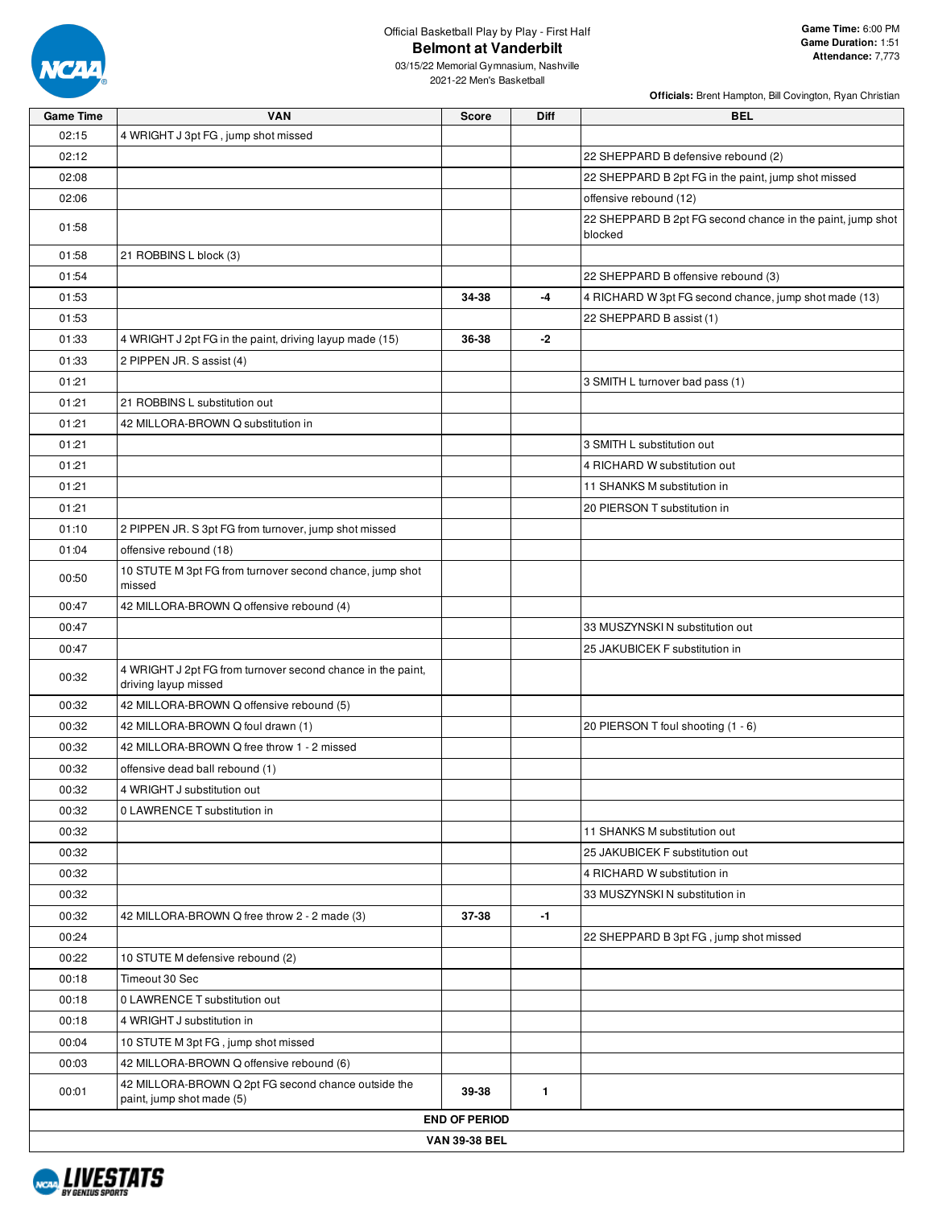Official Basketball Play by Play - First Half

# Belmont at Vanderbilt

03/15/22 Memorial Gymnasium, Nashville
2021-22 Men's Basketball

**Game Time:** 6:00 PM
**Game Duration:** 1:51
**Attendance:** 7,773

**Officials:** Brent Hampton, Bill Covington, Ryan Christian

| Game Time | VAN | Score | Diff | BEL |
|---|---|---|---|---|
| 02:15 | 4 WRIGHT J 3pt FG , jump shot missed | | | |
| 02:12 | | | | 22 SHEPPARD B defensive rebound (2) |
| 02:08 | | | | 22 SHEPPARD B 2pt FG in the paint, jump shot missed |
| 02:06 | | | | offensive rebound (12) |
| 01:58 | | | | 22 SHEPPARD B 2pt FG second chance in the paint, jump shot blocked |
| 01:58 | 21 ROBBINS L block (3) | | | |
| 01:54 | | | | 22 SHEPPARD B offensive rebound (3) |
| 01:53 | | 34-38 | -4 | 4 RICHARD W 3pt FG second chance, jump shot made (13) |
| 01:53 | | | | 22 SHEPPARD B assist (1) |
| 01:33 | 4 WRIGHT J 2pt FG in the paint, driving layup made (15) | 36-38 | -2 | |
| 01:33 | 2 PIPPEN JR. S assist (4) | | | |
| 01:21 | | | | 3 SMITH L turnover bad pass (1) |
| 01:21 | 21 ROBBINS L substitution out | | | |
| 01:21 | 42 MILLORA-BROWN Q substitution in | | | |
| 01:21 | | | | 3 SMITH L substitution out |
| 01:21 | | | | 4 RICHARD W substitution out |
| 01:21 | | | | 11 SHANKS M substitution in |
| 01:21 | | | | 20 PIERSON T substitution in |
| 01:10 | 2 PIPPEN JR. S 3pt FG from turnover, jump shot missed | | | |
| 01:04 | offensive rebound (18) | | | |
| 00:50 | 10 STUTE M 3pt FG from turnover second chance, jump shot missed | | | |
| 00:47 | 42 MILLORA-BROWN Q offensive rebound (4) | | | |
| 00:47 | | | | 33 MUSZYNSKI N substitution out |
| 00:47 | | | | 25 JAKUBICEK F substitution in |
| 00:32 | 4 WRIGHT J 2pt FG from turnover second chance in the paint, driving layup missed | | | |
| 00:32 | 42 MILLORA-BROWN Q offensive rebound (5) | | | |
| 00:32 | 42 MILLORA-BROWN Q foul drawn (1) | | | 20 PIERSON T foul shooting (1 - 6) |
| 00:32 | 42 MILLORA-BROWN Q free throw 1 - 2 missed | | | |
| 00:32 | offensive dead ball rebound (1) | | | |
| 00:32 | 4 WRIGHT J substitution out | | | |
| 00:32 | 0 LAWRENCE T substitution in | | | |
| 00:32 | | | | 11 SHANKS M substitution out |
| 00:32 | | | | 25 JAKUBICEK F substitution out |
| 00:32 | | | | 4 RICHARD W substitution in |
| 00:32 | | | | 33 MUSZYNSKI N substitution in |
| 00:32 | 42 MILLORA-BROWN Q free throw 2 - 2 made (3) | 37-38 | -1 | |
| 00:24 | | | | 22 SHEPPARD B 3pt FG , jump shot missed |
| 00:22 | 10 STUTE M defensive rebound (2) | | | |
| 00:18 | Timeout 30 Sec | | | |
| 00:18 | 0 LAWRENCE T substitution out | | | |
| 00:18 | 4 WRIGHT J substitution in | | | |
| 00:04 | 10 STUTE M 3pt FG , jump shot missed | | | |
| 00:03 | 42 MILLORA-BROWN Q offensive rebound (6) | | | |
| 00:01 | 42 MILLORA-BROWN Q 2pt FG second chance outside the paint, jump shot made (5) | 39-38 | 1 | |
| | **END OF PERIOD** | | | |
| | **VAN 39-38 BEL** | | | |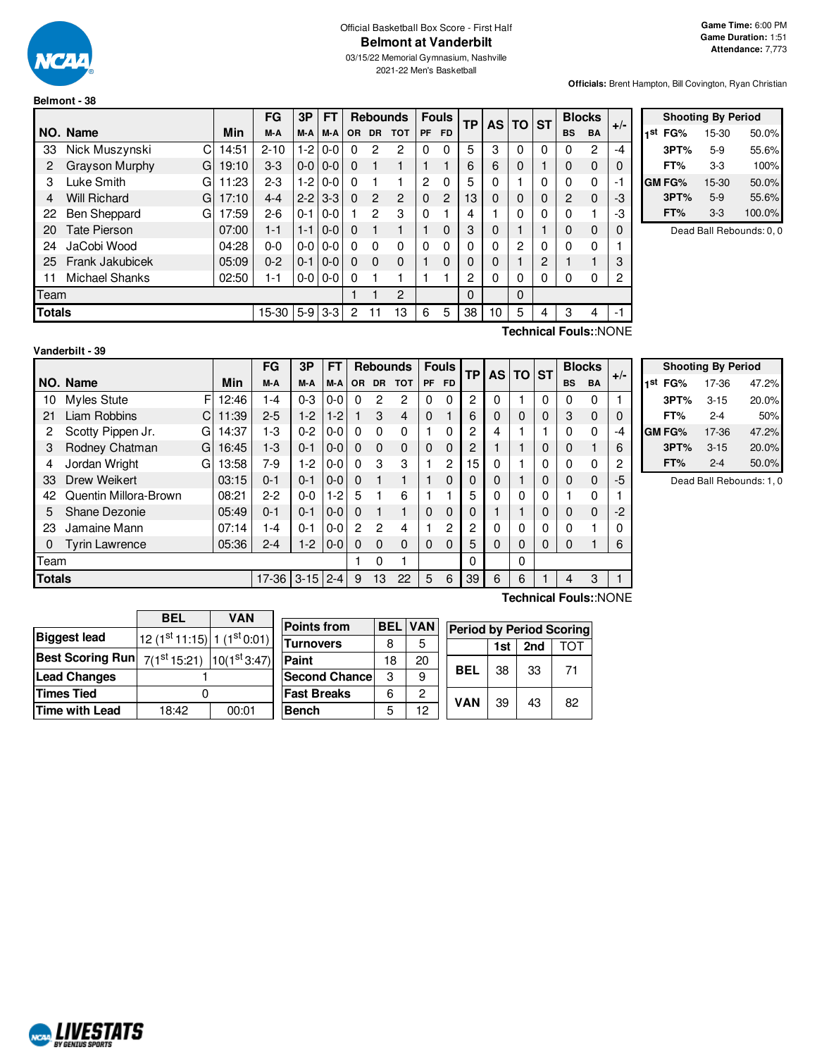Official Basketball Box Score - First Half

# Belmont at Vanderbilt

03/15/22 Memorial Gymnasium, Nashville

2021-22 Men's Basketball

**Game Time:** 6:00 PM
**Game Duration:** 1:51
**Attendance:** 7,773

**Officials:** Brent Hampton, Bill Covington, Ryan Christian

## Belmont - 38

| NO. | Name | | Min | FG M-A | 3P M-A | FT M-A | OR | DR | TOT | PF | FD | TP | AS | TO | ST | BS | BA | +/- |
|---|---|---|---|---|---|---|---|---|---|---|---|---|---|---|---|---|---|---|
| 33 | Nick Muszynski | C | 14:51 | 2-10 | 1-2 | 0-0 | 0 | 2 | 2 | 0 | 0 | 5 | 3 | 0 | 0 | 0 | 2 | -4 |
| 2 | Grayson Murphy | G | 19:10 | 3-3 | 0-0 | 0-0 | 0 | 1 | 1 | 1 | 1 | 6 | 6 | 0 | 1 | 0 | 0 | 0 |
| 3 | Luke Smith | G | 11:23 | 2-3 | 1-2 | 0-0 | 0 | 1 | 1 | 2 | 0 | 5 | 0 | 1 | 0 | 0 | 0 | -1 |
| 4 | Will Richard | G | 17:10 | 4-4 | 2-2 | 3-3 | 0 | 2 | 2 | 0 | 2 | 13 | 0 | 0 | 0 | 2 | 0 | -3 |
| 22 | Ben Sheppard | G | 17:59 | 2-6 | 0-1 | 0-0 | 1 | 2 | 3 | 0 | 1 | 4 | 1 | 0 | 0 | 0 | 1 | -3 |
| 20 | Tate Pierson | | 07:00 | 1-1 | 1-1 | 0-0 | 0 | 1 | 1 | 1 | 0 | 3 | 0 | 1 | 1 | 0 | 0 | 0 |
| 24 | JaCobi Wood | | 04:28 | 0-0 | 0-0 | 0-0 | 0 | 0 | 0 | 0 | 0 | 0 | 0 | 2 | 0 | 0 | 0 | 1 |
| 25 | Frank Jakubicek | | 05:09 | 0-2 | 0-1 | 0-0 | 0 | 0 | 0 | 1 | 0 | 0 | 0 | 1 | 2 | 1 | 1 | 3 |
| 11 | Michael Shanks | | 02:50 | 1-1 | 0-0 | 0-0 | 0 | 1 | 1 | 1 | 1 | 2 | 0 | 0 | 0 | 0 | 0 | 2 |
| | Team | | | | | | 1 | 1 | 2 | | | 0 | | 0 | | | | |
| | **Totals** | | | 15-30 | 5-9 | 3-3 | 2 | 11 | 13 | 6 | 5 | 38 | 10 | 5 | 4 | 3 | 4 | -1 |

**Technical Fouls:**:NONE

| Shooting By Period | | | |
|---|---|---|---|
| 1st | FG% | 15-30 | 50.0% |
| | 3PT% | 5-9 | 55.6% |
| | FT% | 3-3 | 100% |
| GM | FG% | 15-30 | 50.0% |
| | 3PT% | 5-9 | 55.6% |
| | FT% | 3-3 | 100.0% |

Dead Ball Rebounds: 0, 0

## Vanderbilt - 39

| NO. | Name | | Min | FG M-A | 3P M-A | FT M-A | OR | DR | TOT | PF | FD | TP | AS | TO | ST | BS | BA | +/- |
|---|---|---|---|---|---|---|---|---|---|---|---|---|---|---|---|---|---|---|
| 10 | Myles Stute | F | 12:46 | 1-4 | 0-3 | 0-0 | 0 | 2 | 2 | 0 | 0 | 2 | 0 | 1 | 0 | 0 | 0 | 1 |
| 21 | Liam Robbins | C | 11:39 | 2-5 | 1-2 | 1-2 | 1 | 3 | 4 | 0 | 1 | 6 | 0 | 0 | 0 | 3 | 0 | 0 |
| 2 | Scotty Pippen Jr. | G | 14:37 | 1-3 | 0-2 | 0-0 | 0 | 0 | 0 | 1 | 0 | 2 | 4 | 1 | 1 | 0 | 0 | -4 |
| 3 | Rodney Chatman | G | 16:45 | 1-3 | 0-1 | 0-0 | 0 | 0 | 0 | 0 | 0 | 2 | 1 | 1 | 0 | 0 | 1 | 6 |
| 4 | Jordan Wright | G | 13:58 | 7-9 | 1-2 | 0-0 | 0 | 3 | 3 | 1 | 2 | 15 | 0 | 1 | 0 | 0 | 0 | 2 |
| 33 | Drew Weikert | | 03:15 | 0-1 | 0-1 | 0-0 | 0 | 1 | 1 | 1 | 0 | 0 | 0 | 1 | 0 | 0 | 0 | -5 |
| 42 | Quentin Millora-Brown | | 08:21 | 2-2 | 0-0 | 1-2 | 5 | 1 | 6 | 1 | 1 | 5 | 0 | 0 | 0 | 1 | 0 | 1 |
| 5 | Shane Dezonie | | 05:49 | 0-1 | 0-1 | 0-0 | 0 | 1 | 1 | 0 | 0 | 0 | 1 | 1 | 0 | 0 | 0 | -2 |
| 23 | Jamaine Mann | | 07:14 | 1-4 | 0-1 | 0-0 | 2 | 2 | 4 | 1 | 2 | 2 | 0 | 0 | 0 | 0 | 1 | 0 |
| 0 | Tyrin Lawrence | | 05:36 | 2-4 | 1-2 | 0-0 | 0 | 0 | 0 | 0 | 0 | 5 | 0 | 0 | 0 | 0 | 1 | 6 |
| | Team | | | | | | 1 | 0 | 1 | | | 0 | | 0 | | | | |
| | **Totals** | | | 17-36 | 3-15 | 2-4 | 9 | 13 | 22 | 5 | 6 | 39 | 6 | 6 | 1 | 4 | 3 | 1 |

**Technical Fouls:**:NONE

| Shooting By Period | | | |
|---|---|---|---|
| 1st | FG% | 17-36 | 47.2% |
| | 3PT% | 3-15 | 20.0% |
| | FT% | 2-4 | 50% |
| GM | FG% | 17-36 | 47.2% |
| | 3PT% | 3-15 | 20.0% |
| | FT% | 2-4 | 50.0% |

Dead Ball Rebounds: 1, 0

| | BEL | VAN |
|---|---|---|
| **Biggest lead** | 12 (1st 11:15) | 1 (1st 0:01) |
| **Best Scoring Run** | 7(1st 15:21) | 10(1st 3:47) |
| **Lead Changes** | 1 | |
| **Times Tied** | 0 | |
| **Time with Lead** | 18:42 | 00:01 |

| Points from | BEL | VAN |
|---|---|---|
| Turnovers | 8 | 5 |
| Paint | 18 | 20 |
| Second Chance | 3 | 9 |
| Fast Breaks | 6 | 2 |
| Bench | 5 | 12 |

| Period by Period Scoring | 1st | 2nd | TOT |
|---|---|---|---|
| **BEL** | 38 | 33 | 71 |
| **VAN** | 39 | 43 | 82 |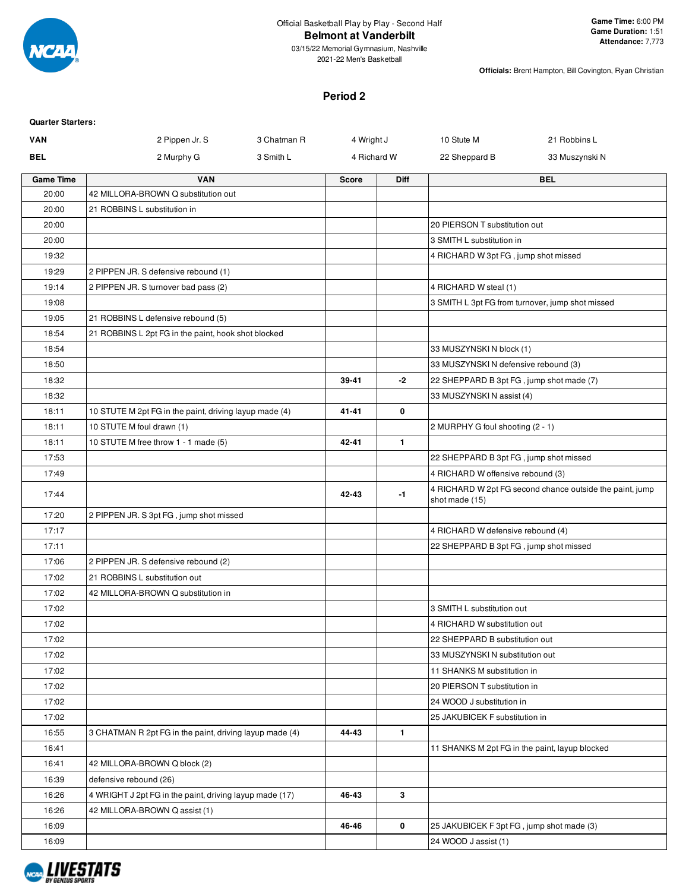Official Basketball Play by Play - Second Half

**Belmont at Vanderbilt**

03/15/22 Memorial Gymnasium, Nashville

2021-22 Men's Basketball

**Game Time:** 6:00 PM
**Game Duration:** 1:51
**Attendance:** 7,773

**Officials:** Brent Hampton, Bill Covington, Ryan Christian

## Period 2

**Quarter Starters:**

| | | | | | |
|---|---|---|---|---|---|
| **VAN** | 2 Pippen Jr. S | 3 Chatman R | 4 Wright J | 10 Stute M | 21 Robbins L |
| **BEL** | 2 Murphy G | 3 Smith L | 4 Richard W | 22 Sheppard B | 33 Muszynski N |

| Game Time | VAN | Score | Diff | BEL |
|---|---|---|---|---|
| 20:00 | 42 MILLORA-BROWN Q substitution out | | | |
| 20:00 | 21 ROBBINS L substitution in | | | |
| 20:00 | | | | 20 PIERSON T substitution out |
| 20:00 | | | | 3 SMITH L substitution in |
| 19:32 | | | | 4 RICHARD W 3pt FG , jump shot missed |
| 19:29 | 2 PIPPEN JR. S defensive rebound (1) | | | |
| 19:14 | 2 PIPPEN JR. S turnover bad pass (2) | | | 4 RICHARD W steal (1) |
| 19:08 | | | | 3 SMITH L 3pt FG from turnover, jump shot missed |
| 19:05 | 21 ROBBINS L defensive rebound (5) | | | |
| 18:54 | 21 ROBBINS L 2pt FG in the paint, hook shot blocked | | | |
| 18:54 | | | | 33 MUSZYNSKI N block (1) |
| 18:50 | | | | 33 MUSZYNSKI N defensive rebound (3) |
| 18:32 | | 39-41 | -2 | 22 SHEPPARD B 3pt FG , jump shot made (7) |
| 18:32 | | | | 33 MUSZYNSKI N assist (4) |
| 18:11 | 10 STUTE M 2pt FG in the paint, driving layup made (4) | 41-41 | 0 | |
| 18:11 | 10 STUTE M foul drawn (1) | | | 2 MURPHY G foul shooting (2 - 1) |
| 18:11 | 10 STUTE M free throw 1 - 1 made (5) | 42-41 | 1 | |
| 17:53 | | | | 22 SHEPPARD B 3pt FG , jump shot missed |
| 17:49 | | | | 4 RICHARD W offensive rebound (3) |
| 17:44 | | 42-43 | -1 | 4 RICHARD W 2pt FG second chance outside the paint, jump shot made (15) |
| 17:20 | 2 PIPPEN JR. S 3pt FG , jump shot missed | | | |
| 17:17 | | | | 4 RICHARD W defensive rebound (4) |
| 17:11 | | | | 22 SHEPPARD B 3pt FG , jump shot missed |
| 17:06 | 2 PIPPEN JR. S defensive rebound (2) | | | |
| 17:02 | 21 ROBBINS L substitution out | | | |
| 17:02 | 42 MILLORA-BROWN Q substitution in | | | |
| 17:02 | | | | 3 SMITH L substitution out |
| 17:02 | | | | 4 RICHARD W substitution out |
| 17:02 | | | | 22 SHEPPARD B substitution out |
| 17:02 | | | | 33 MUSZYNSKI N substitution out |
| 17:02 | | | | 11 SHANKS M substitution in |
| 17:02 | | | | 20 PIERSON T substitution in |
| 17:02 | | | | 24 WOOD J substitution in |
| 17:02 | | | | 25 JAKUBICEK F substitution in |
| 16:55 | 3 CHATMAN R 2pt FG in the paint, driving layup made (4) | 44-43 | 1 | |
| 16:41 | | | | 11 SHANKS M 2pt FG in the paint, layup blocked |
| 16:41 | 42 MILLORA-BROWN Q block (2) | | | |
| 16:39 | defensive rebound (26) | | | |
| 16:26 | 4 WRIGHT J 2pt FG in the paint, driving layup made (17) | 46-43 | 3 | |
| 16:26 | 42 MILLORA-BROWN Q assist (1) | | | |
| 16:09 | | 46-46 | 0 | 25 JAKUBICEK F 3pt FG , jump shot made (3) |
| 16:09 | | | | 24 WOOD J assist (1) |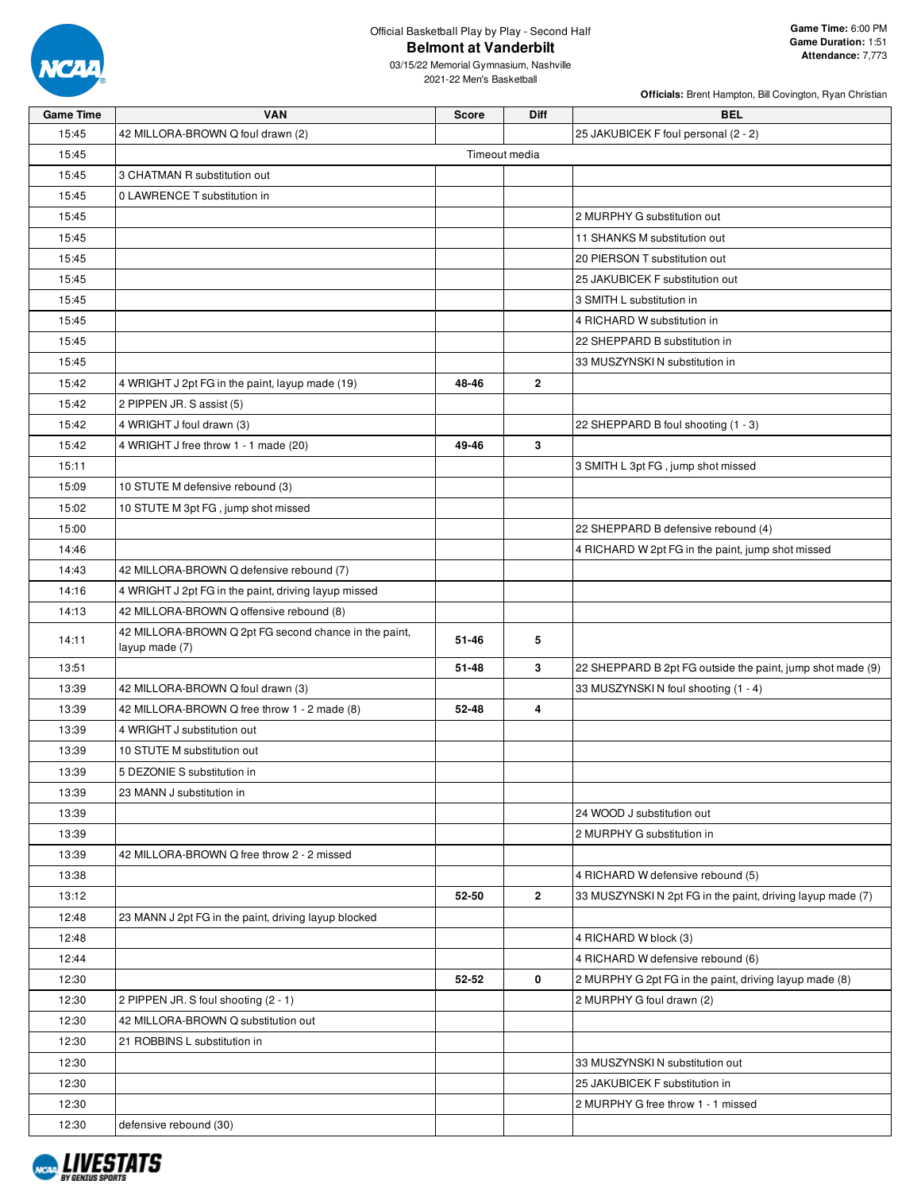Official Basketball Play by Play - Second Half

# Belmont at Vanderbilt

03/15/22 Memorial Gymnasium, Nashville
2021-22 Men's Basketball

**Game Time:** 6:00 PM
**Game Duration:** 1:51
**Attendance:** 7,773

**Officials:** Brent Hampton, Bill Covington, Ryan Christian

| Game Time | VAN | Score | Diff | BEL |
|---|---|---|---|---|
| 15:45 | 42 MILLORA-BROWN Q foul drawn (2) | | | 25 JAKUBICEK F foul personal (2 - 2) |
| 15:45 | | Timeout media | | |
| 15:45 | 3 CHATMAN R substitution out | | | |
| 15:45 | 0 LAWRENCE T substitution in | | | |
| 15:45 | | | | 2 MURPHY G substitution out |
| 15:45 | | | | 11 SHANKS M substitution out |
| 15:45 | | | | 20 PIERSON T substitution out |
| 15:45 | | | | 25 JAKUBICEK F substitution out |
| 15:45 | | | | 3 SMITH L substitution in |
| 15:45 | | | | 4 RICHARD W substitution in |
| 15:45 | | | | 22 SHEPPARD B substitution in |
| 15:45 | | | | 33 MUSZYNSKI N substitution in |
| 15:42 | 4 WRIGHT J 2pt FG in the paint, layup made (19) | 48-46 | 2 | |
| 15:42 | 2 PIPPEN JR. S assist (5) | | | |
| 15:42 | 4 WRIGHT J foul drawn (3) | | | 22 SHEPPARD B foul shooting (1 - 3) |
| 15:42 | 4 WRIGHT J free throw 1 - 1 made (20) | 49-46 | 3 | |
| 15:11 | | | | 3 SMITH L 3pt FG , jump shot missed |
| 15:09 | 10 STUTE M defensive rebound (3) | | | |
| 15:02 | 10 STUTE M 3pt FG , jump shot missed | | | |
| 15:00 | | | | 22 SHEPPARD B defensive rebound (4) |
| 14:46 | | | | 4 RICHARD W 2pt FG in the paint, jump shot missed |
| 14:43 | 42 MILLORA-BROWN Q defensive rebound (7) | | | |
| 14:16 | 4 WRIGHT J 2pt FG in the paint, driving layup missed | | | |
| 14:13 | 42 MILLORA-BROWN Q offensive rebound (8) | | | |
| 14:11 | 42 MILLORA-BROWN Q 2pt FG second chance in the paint, layup made (7) | 51-46 | 5 | |
| 13:51 | | 51-48 | 3 | 22 SHEPPARD B 2pt FG outside the paint, jump shot made (9) |
| 13:39 | 42 MILLORA-BROWN Q foul drawn (3) | | | 33 MUSZYNSKI N foul shooting (1 - 4) |
| 13:39 | 42 MILLORA-BROWN Q free throw 1 - 2 made (8) | 52-48 | 4 | |
| 13:39 | 4 WRIGHT J substitution out | | | |
| 13:39 | 10 STUTE M substitution out | | | |
| 13:39 | 5 DEZONIE S substitution in | | | |
| 13:39 | 23 MANN J substitution in | | | |
| 13:39 | | | | 24 WOOD J substitution out |
| 13:39 | | | | 2 MURPHY G substitution in |
| 13:39 | 42 MILLORA-BROWN Q free throw 2 - 2 missed | | | |
| 13:38 | | | | 4 RICHARD W defensive rebound (5) |
| 13:12 | | 52-50 | 2 | 33 MUSZYNSKI N 2pt FG in the paint, driving layup made (7) |
| 12:48 | 23 MANN J 2pt FG in the paint, driving layup blocked | | | |
| 12:48 | | | | 4 RICHARD W block (3) |
| 12:44 | | | | 4 RICHARD W defensive rebound (6) |
| 12:30 | | 52-52 | 0 | 2 MURPHY G 2pt FG in the paint, driving layup made (8) |
| 12:30 | 2 PIPPEN JR. S foul shooting (2 - 1) | | | 2 MURPHY G foul drawn (2) |
| 12:30 | 42 MILLORA-BROWN Q substitution out | | | |
| 12:30 | 21 ROBBINS L substitution in | | | |
| 12:30 | | | | 33 MUSZYNSKI N substitution out |
| 12:30 | | | | 25 JAKUBICEK F substitution in |
| 12:30 | | | | 2 MURPHY G free throw 1 - 1 missed |
| 12:30 | defensive rebound (30) | | | |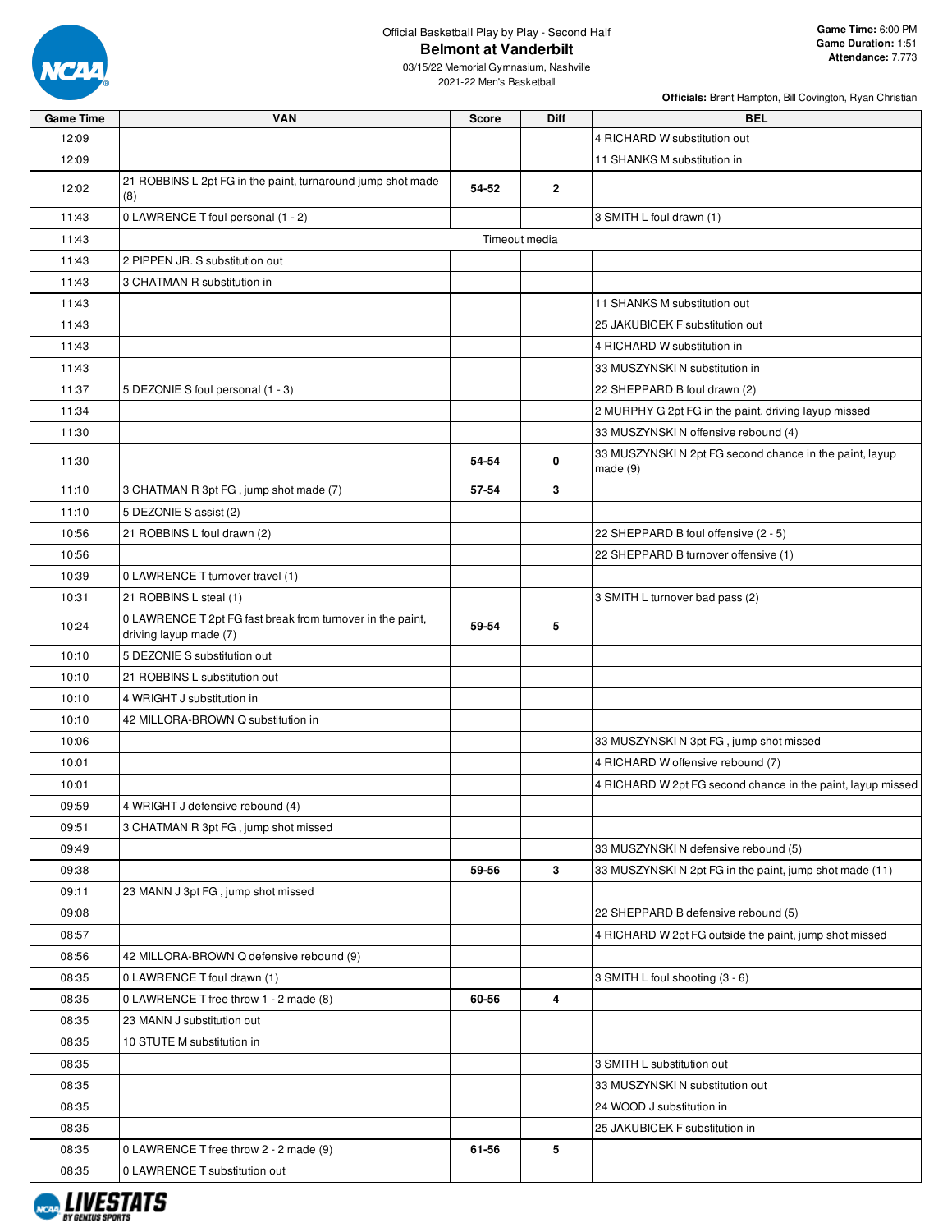Official Basketball Play by Play - Second Half

# Belmont at Vanderbilt

03/15/22 Memorial Gymnasium, Nashville
2021-22 Men's Basketball

**Game Time:** 6:00 PM
**Game Duration:** 1:51
**Attendance:** 7,773

**Officials:** Brent Hampton, Bill Covington, Ryan Christian

| Game Time | VAN | Score | Diff | BEL |
|---|---|---|---|---|
| 12:09 | | | | 4 RICHARD W substitution out |
| 12:09 | | | | 11 SHANKS M substitution in |
| 12:02 | 21 ROBBINS L 2pt FG in the paint, turnaround jump shot made (8) | 54-52 | 2 | |
| 11:43 | 0 LAWRENCE T foul personal (1 - 2) | | | 3 SMITH L foul drawn (1) |
| 11:43 | Timeout media | | | |
| 11:43 | 2 PIPPEN JR. S substitution out | | | |
| 11:43 | 3 CHATMAN R substitution in | | | |
| 11:43 | | | | 11 SHANKS M substitution out |
| 11:43 | | | | 25 JAKUBICEK F substitution out |
| 11:43 | | | | 4 RICHARD W substitution in |
| 11:43 | | | | 33 MUSZYNSKI N substitution in |
| 11:37 | 5 DEZONIE S foul personal (1 - 3) | | | 22 SHEPPARD B foul drawn (2) |
| 11:34 | | | | 2 MURPHY G 2pt FG in the paint, driving layup missed |
| 11:30 | | | | 33 MUSZYNSKI N offensive rebound (4) |
| 11:30 | | 54-54 | 0 | 33 MUSZYNSKI N 2pt FG second chance in the paint, layup made (9) |
| 11:10 | 3 CHATMAN R 3pt FG , jump shot made (7) | 57-54 | 3 | |
| 11:10 | 5 DEZONIE S assist (2) | | | |
| 10:56 | 21 ROBBINS L foul drawn (2) | | | 22 SHEPPARD B foul offensive (2 - 5) |
| 10:56 | | | | 22 SHEPPARD B turnover offensive (1) |
| 10:39 | 0 LAWRENCE T turnover travel (1) | | | |
| 10:31 | 21 ROBBINS L steal (1) | | | 3 SMITH L turnover bad pass (2) |
| 10:24 | 0 LAWRENCE T 2pt FG fast break from turnover in the paint, driving layup made (7) | 59-54 | 5 | |
| 10:10 | 5 DEZONIE S substitution out | | | |
| 10:10 | 21 ROBBINS L substitution out | | | |
| 10:10 | 4 WRIGHT J substitution in | | | |
| 10:10 | 42 MILLORA-BROWN Q substitution in | | | |
| 10:06 | | | | 33 MUSZYNSKI N 3pt FG , jump shot missed |
| 10:01 | | | | 4 RICHARD W offensive rebound (7) |
| 10:01 | | | | 4 RICHARD W 2pt FG second chance in the paint, layup missed |
| 09:59 | 4 WRIGHT J defensive rebound (4) | | | |
| 09:51 | 3 CHATMAN R 3pt FG , jump shot missed | | | |
| 09:49 | | | | 33 MUSZYNSKI N defensive rebound (5) |
| 09:38 | | 59-56 | 3 | 33 MUSZYNSKI N 2pt FG in the paint, jump shot made (11) |
| 09:11 | 23 MANN J 3pt FG , jump shot missed | | | |
| 09:08 | | | | 22 SHEPPARD B defensive rebound (5) |
| 08:57 | | | | 4 RICHARD W 2pt FG outside the paint, jump shot missed |
| 08:56 | 42 MILLORA-BROWN Q defensive rebound (9) | | | |
| 08:35 | 0 LAWRENCE T foul drawn (1) | | | 3 SMITH L foul shooting (3 - 6) |
| 08:35 | 0 LAWRENCE T free throw 1 - 2 made (8) | 60-56 | 4 | |
| 08:35 | 23 MANN J substitution out | | | |
| 08:35 | 10 STUTE M substitution in | | | |
| 08:35 | | | | 3 SMITH L substitution out |
| 08:35 | | | | 33 MUSZYNSKI N substitution out |
| 08:35 | | | | 24 WOOD J substitution in |
| 08:35 | | | | 25 JAKUBICEK F substitution in |
| 08:35 | 0 LAWRENCE T free throw 2 - 2 made (9) | 61-56 | 5 | |
| 08:35 | 0 LAWRENCE T substitution out | | | |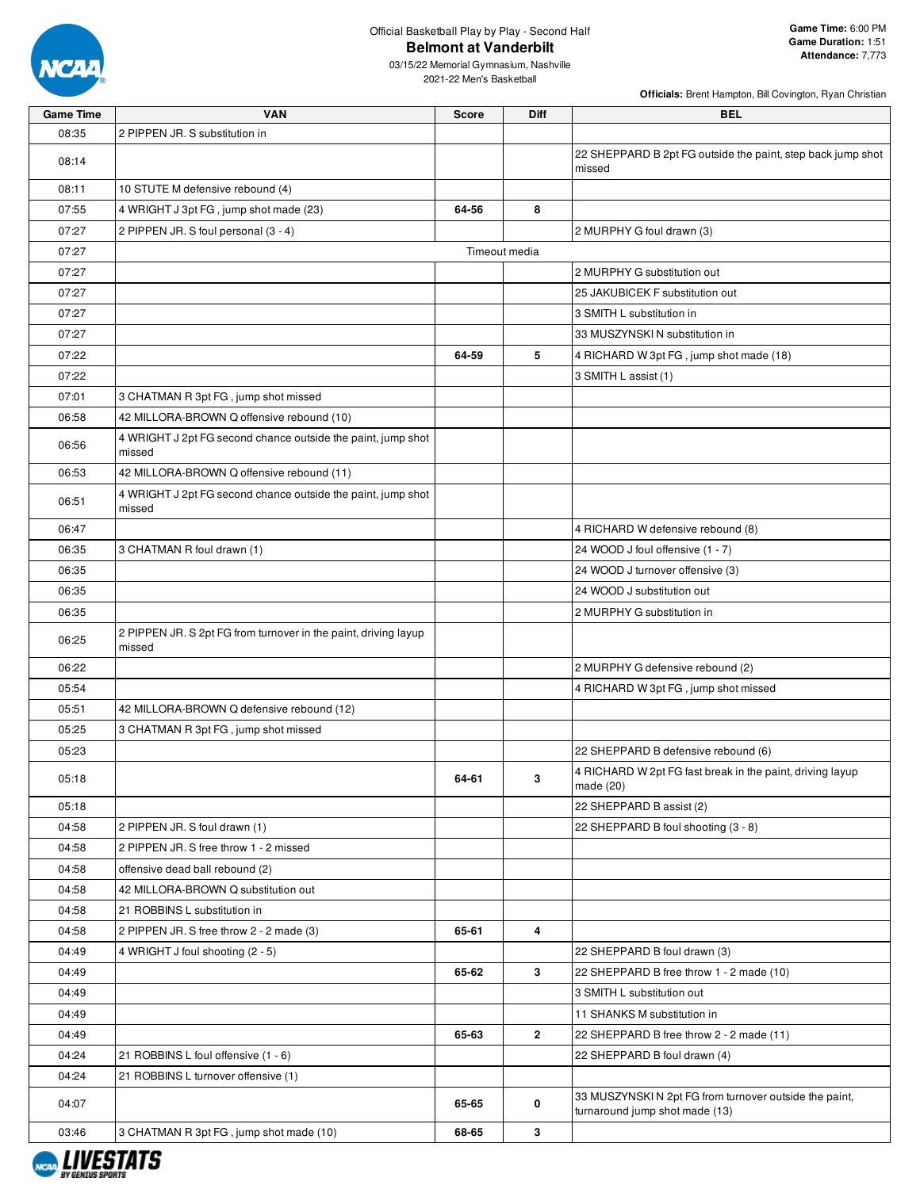Official Basketball Play by Play - Second Half

# Belmont at Vanderbilt

03/15/22 Memorial Gymnasium, Nashville
2021-22 Men's Basketball

**Game Time:** 6:00 PM
**Game Duration:** 1:51
**Attendance:** 7,773

**Officials:** Brent Hampton, Bill Covington, Ryan Christian

| Game Time | VAN | Score | Diff | BEL |
|---|---|---|---|---|
| 08:35 | 2 PIPPEN JR. S substitution in | | | |
| 08:14 | | | | 22 SHEPPARD B 2pt FG outside the paint, step back jump shot missed |
| 08:11 | 10 STUTE M defensive rebound (4) | | | |
| 07:55 | 4 WRIGHT J 3pt FG , jump shot made (23) | 64-56 | 8 | |
| 07:27 | 2 PIPPEN JR. S foul personal (3 - 4) | | | 2 MURPHY G foul drawn (3) |
| 07:27 | Timeout media | | | |
| 07:27 | | | | 2 MURPHY G substitution out |
| 07:27 | | | | 25 JAKUBICEK F substitution out |
| 07:27 | | | | 3 SMITH L substitution in |
| 07:27 | | | | 33 MUSZYNSKI N substitution in |
| 07:22 | | 64-59 | 5 | 4 RICHARD W 3pt FG , jump shot made (18) |
| 07:22 | | | | 3 SMITH L assist (1) |
| 07:01 | 3 CHATMAN R 3pt FG , jump shot missed | | | |
| 06:58 | 42 MILLORA-BROWN Q offensive rebound (10) | | | |
| 06:56 | 4 WRIGHT J 2pt FG second chance outside the paint, jump shot missed | | | |
| 06:53 | 42 MILLORA-BROWN Q offensive rebound (11) | | | |
| 06:51 | 4 WRIGHT J 2pt FG second chance outside the paint, jump shot missed | | | |
| 06:47 | | | | 4 RICHARD W defensive rebound (8) |
| 06:35 | 3 CHATMAN R foul drawn (1) | | | 24 WOOD J foul offensive (1 - 7) |
| 06:35 | | | | 24 WOOD J turnover offensive (3) |
| 06:35 | | | | 24 WOOD J substitution out |
| 06:35 | | | | 2 MURPHY G substitution in |
| 06:25 | 2 PIPPEN JR. S 2pt FG from turnover in the paint, driving layup missed | | | |
| 06:22 | | | | 2 MURPHY G defensive rebound (2) |
| 05:54 | | | | 4 RICHARD W 3pt FG , jump shot missed |
| 05:51 | 42 MILLORA-BROWN Q defensive rebound (12) | | | |
| 05:25 | 3 CHATMAN R 3pt FG , jump shot missed | | | |
| 05:23 | | | | 22 SHEPPARD B defensive rebound (6) |
| 05:18 | | 64-61 | 3 | 4 RICHARD W 2pt FG fast break in the paint, driving layup made (20) |
| 05:18 | | | | 22 SHEPPARD B assist (2) |
| 04:58 | 2 PIPPEN JR. S foul drawn (1) | | | 22 SHEPPARD B foul shooting (3 - 8) |
| 04:58 | 2 PIPPEN JR. S free throw 1 - 2 missed | | | |
| 04:58 | offensive dead ball rebound (2) | | | |
| 04:58 | 42 MILLORA-BROWN Q substitution out | | | |
| 04:58 | 21 ROBBINS L substitution in | | | |
| 04:58 | 2 PIPPEN JR. S free throw 2 - 2 made (3) | 65-61 | 4 | |
| 04:49 | 4 WRIGHT J foul shooting (2 - 5) | | | 22 SHEPPARD B foul drawn (3) |
| 04:49 | | 65-62 | 3 | 22 SHEPPARD B free throw 1 - 2 made (10) |
| 04:49 | | | | 3 SMITH L substitution out |
| 04:49 | | | | 11 SHANKS M substitution in |
| 04:49 | | 65-63 | 2 | 22 SHEPPARD B free throw 2 - 2 made (11) |
| 04:24 | 21 ROBBINS L foul offensive (1 - 6) | | | 22 SHEPPARD B foul drawn (4) |
| 04:24 | 21 ROBBINS L turnover offensive (1) | | | |
| 04:07 | | 65-65 | 0 | 33 MUSZYNSKI N 2pt FG from turnover outside the paint, turnaround jump shot made (13) |
| 03:46 | 3 CHATMAN R 3pt FG , jump shot made (10) | 68-65 | 3 | |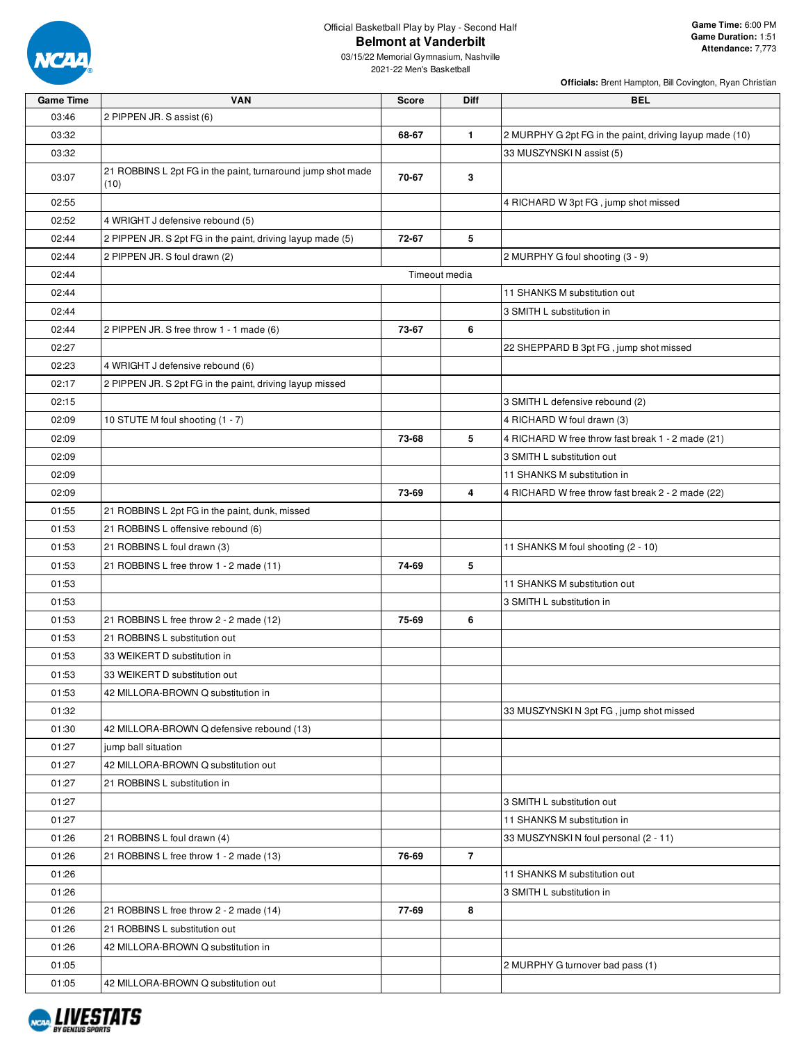Official Basketball Play by Play - Second Half

# Belmont at Vanderbilt

03/15/22 Memorial Gymnasium, Nashville
2021-22 Men's Basketball

**Game Time:** 6:00 PM
**Game Duration:** 1:51
**Attendance:** 7,773

**Officials:** Brent Hampton, Bill Covington, Ryan Christian

| Game Time | VAN | Score | Diff | BEL |
|---|---|---|---|---|
| 03:46 | 2 PIPPEN JR. S assist (6) | | | |
| 03:32 | | 68-67 | 1 | 2 MURPHY G 2pt FG in the paint, driving layup made (10) |
| 03:32 | | | | 33 MUSZYNSKI N assist (5) |
| 03:07 | 21 ROBBINS L 2pt FG in the paint, turnaround jump shot made (10) | 70-67 | 3 | |
| 02:55 | | | | 4 RICHARD W 3pt FG , jump shot missed |
| 02:52 | 4 WRIGHT J defensive rebound (5) | | | |
| 02:44 | 2 PIPPEN JR. S 2pt FG in the paint, driving layup made (5) | 72-67 | 5 | |
| 02:44 | 2 PIPPEN JR. S foul drawn (2) | | | 2 MURPHY G foul shooting (3 - 9) |
| 02:44 | Timeout media | | | |
| 02:44 | | | | 11 SHANKS M substitution out |
| 02:44 | | | | 3 SMITH L substitution in |
| 02:44 | 2 PIPPEN JR. S free throw 1 - 1 made (6) | 73-67 | 6 | |
| 02:27 | | | | 22 SHEPPARD B 3pt FG , jump shot missed |
| 02:23 | 4 WRIGHT J defensive rebound (6) | | | |
| 02:17 | 2 PIPPEN JR. S 2pt FG in the paint, driving layup missed | | | |
| 02:15 | | | | 3 SMITH L defensive rebound (2) |
| 02:09 | 10 STUTE M foul shooting (1 - 7) | | | 4 RICHARD W foul drawn (3) |
| 02:09 | | 73-68 | 5 | 4 RICHARD W free throw fast break 1 - 2 made (21) |
| 02:09 | | | | 3 SMITH L substitution out |
| 02:09 | | | | 11 SHANKS M substitution in |
| 02:09 | | 73-69 | 4 | 4 RICHARD W free throw fast break 2 - 2 made (22) |
| 01:55 | 21 ROBBINS L 2pt FG in the paint, dunk, missed | | | |
| 01:53 | 21 ROBBINS L offensive rebound (6) | | | |
| 01:53 | 21 ROBBINS L foul drawn (3) | | | 11 SHANKS M foul shooting (2 - 10) |
| 01:53 | 21 ROBBINS L free throw 1 - 2 made (11) | 74-69 | 5 | |
| 01:53 | | | | 11 SHANKS M substitution out |
| 01:53 | | | | 3 SMITH L substitution in |
| 01:53 | 21 ROBBINS L free throw 2 - 2 made (12) | 75-69 | 6 | |
| 01:53 | 21 ROBBINS L substitution out | | | |
| 01:53 | 33 WEIKERT D substitution in | | | |
| 01:53 | 33 WEIKERT D substitution out | | | |
| 01:53 | 42 MILLORA-BROWN Q substitution in | | | |
| 01:32 | | | | 33 MUSZYNSKI N 3pt FG , jump shot missed |
| 01:30 | 42 MILLORA-BROWN Q defensive rebound (13) | | | |
| 01:27 | jump ball situation | | | |
| 01:27 | 42 MILLORA-BROWN Q substitution out | | | |
| 01:27 | 21 ROBBINS L substitution in | | | |
| 01:27 | | | | 3 SMITH L substitution out |
| 01:27 | | | | 11 SHANKS M substitution in |
| 01:26 | 21 ROBBINS L foul drawn (4) | | | 33 MUSZYNSKI N foul personal (2 - 11) |
| 01:26 | 21 ROBBINS L free throw 1 - 2 made (13) | 76-69 | 7 | |
| 01:26 | | | | 11 SHANKS M substitution out |
| 01:26 | | | | 3 SMITH L substitution in |
| 01:26 | 21 ROBBINS L free throw 2 - 2 made (14) | 77-69 | 8 | |
| 01:26 | 21 ROBBINS L substitution out | | | |
| 01:26 | 42 MILLORA-BROWN Q substitution in | | | |
| 01:05 | | | | 2 MURPHY G turnover bad pass (1) |
| 01:05 | 42 MILLORA-BROWN Q substitution out | | | |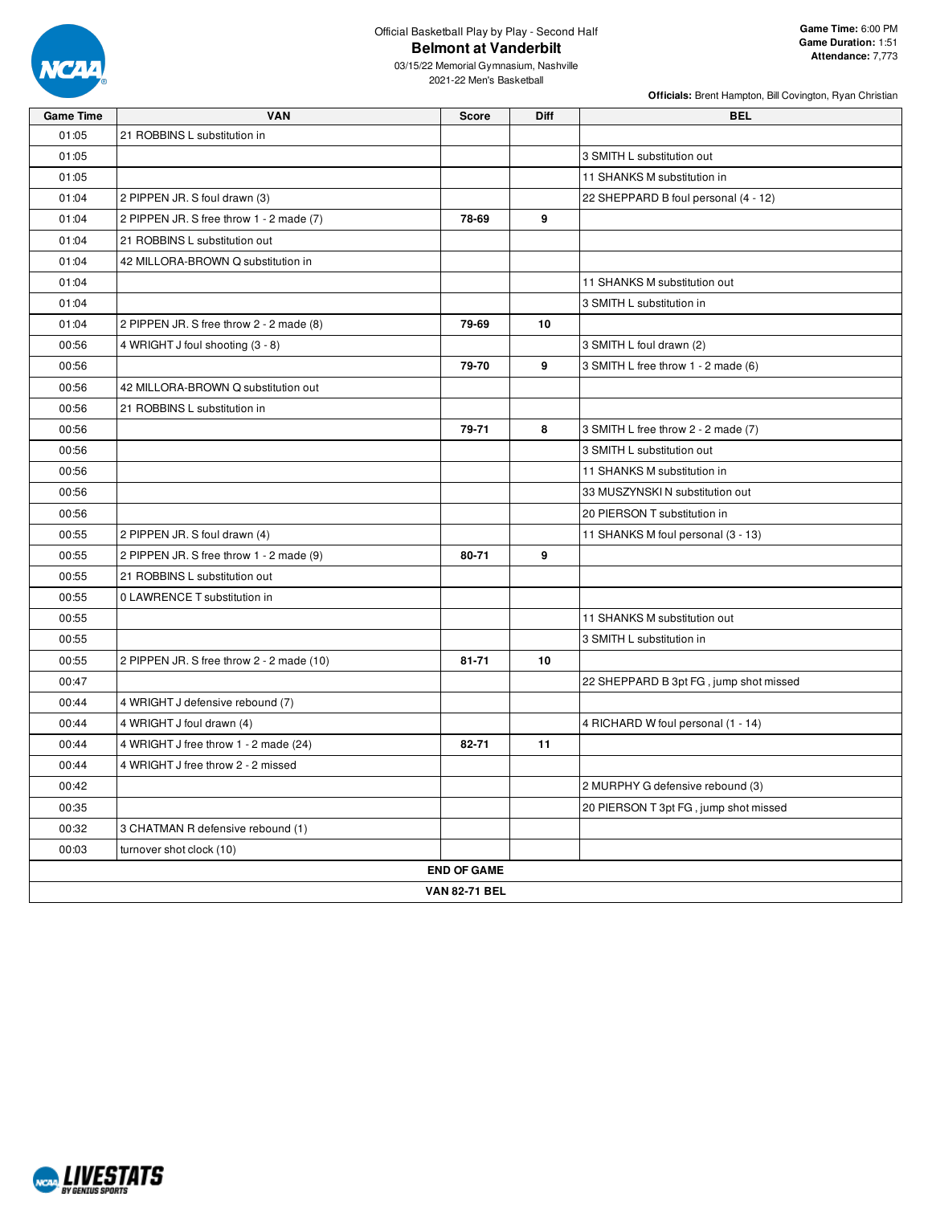Official Basketball Play by Play - Second Half

# Belmont at Vanderbilt

03/15/22 Memorial Gymnasium, Nashville
2021-22 Men's Basketball

**Game Time:** 6:00 PM
**Game Duration:** 1:51
**Attendance:** 7,773

**Officials:** Brent Hampton, Bill Covington, Ryan Christian

| Game Time | VAN | Score | Diff | BEL |
|---|---|---|---|---|
| 01:05 | 21 ROBBINS L substitution in | | | |
| 01:05 | | | | 3 SMITH L substitution out |
| 01:05 | | | | 11 SHANKS M substitution in |
| 01:04 | 2 PIPPEN JR. S foul drawn (3) | | | 22 SHEPPARD B foul personal (4 - 12) |
| 01:04 | 2 PIPPEN JR. S free throw 1 - 2 made (7) | 78-69 | 9 | |
| 01:04 | 21 ROBBINS L substitution out | | | |
| 01:04 | 42 MILLORA-BROWN Q substitution in | | | |
| 01:04 | | | | 11 SHANKS M substitution out |
| 01:04 | | | | 3 SMITH L substitution in |
| 01:04 | 2 PIPPEN JR. S free throw 2 - 2 made (8) | 79-69 | 10 | |
| 00:56 | 4 WRIGHT J foul shooting (3 - 8) | | | 3 SMITH L foul drawn (2) |
| 00:56 | | 79-70 | 9 | 3 SMITH L free throw 1 - 2 made (6) |
| 00:56 | 42 MILLORA-BROWN Q substitution out | | | |
| 00:56 | 21 ROBBINS L substitution in | | | |
| 00:56 | | 79-71 | 8 | 3 SMITH L free throw 2 - 2 made (7) |
| 00:56 | | | | 3 SMITH L substitution out |
| 00:56 | | | | 11 SHANKS M substitution in |
| 00:56 | | | | 33 MUSZYNSKI N substitution out |
| 00:56 | | | | 20 PIERSON T substitution in |
| 00:55 | 2 PIPPEN JR. S foul drawn (4) | | | 11 SHANKS M foul personal (3 - 13) |
| 00:55 | 2 PIPPEN JR. S free throw 1 - 2 made (9) | 80-71 | 9 | |
| 00:55 | 21 ROBBINS L substitution out | | | |
| 00:55 | 0 LAWRENCE T substitution in | | | |
| 00:55 | | | | 11 SHANKS M substitution out |
| 00:55 | | | | 3 SMITH L substitution in |
| 00:55 | 2 PIPPEN JR. S free throw 2 - 2 made (10) | 81-71 | 10 | |
| 00:47 | | | | 22 SHEPPARD B 3pt FG , jump shot missed |
| 00:44 | 4 WRIGHT J defensive rebound (7) | | | |
| 00:44 | 4 WRIGHT J foul drawn (4) | | | 4 RICHARD W foul personal (1 - 14) |
| 00:44 | 4 WRIGHT J free throw 1 - 2 made (24) | 82-71 | 11 | |
| 00:44 | 4 WRIGHT J free throw 2 - 2 missed | | | |
| 00:42 | | | | 2 MURPHY G defensive rebound (3) |
| 00:35 | | | | 20 PIERSON T 3pt FG , jump shot missed |
| 00:32 | 3 CHATMAN R defensive rebound (1) | | | |
| 00:03 | turnover shot clock (10) | | | |
| | **END OF GAME** | | | |
| | **VAN 82-71 BEL** | | | |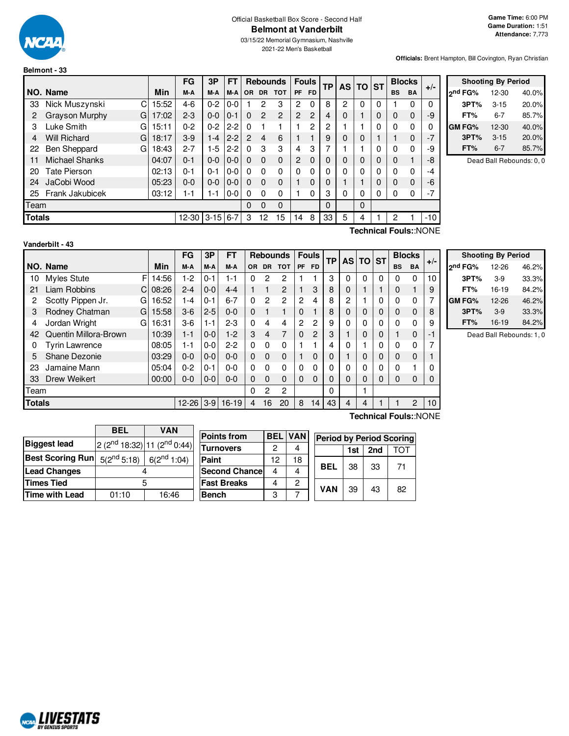Official Basketball Box Score - Second Half

# Belmont at Vanderbilt

03/15/22 Memorial Gymnasium, Nashville
2021-22 Men's Basketball

**Game Time:** 6:00 PM
**Game Duration:** 1:51
**Attendance:** 7,773

**Officials:** Brent Hampton, Bill Covington, Ryan Christian

## Belmont - 33

| NO. | Name | | Min | FG M-A | 3P M-A | FT M-A | OR | DR | TOT | PF | FD | TP | AS | TO | ST | BS | BA | +/- |
|---|---|---|---|---|---|---|---|---|---|---|---|---|---|---|---|---|---|---|
| 33 | Nick Muszynski | C | 15:52 | 4-6 | 0-2 | 0-0 | 1 | 2 | 3 | 2 | 0 | 8 | 2 | 0 | 0 | 1 | 0 | 0 |
| 2 | Grayson Murphy | G | 17:02 | 2-3 | 0-0 | 0-1 | 0 | 2 | 2 | 2 | 2 | 4 | 0 | 1 | 0 | 0 | 0 | -9 |
| 3 | Luke Smith | G | 15:11 | 0-2 | 0-2 | 2-2 | 0 | 1 | 1 | 1 | 2 | 2 | 1 | 1 | 0 | 0 | 0 | 0 |
| 4 | Will Richard | G | 18:17 | 3-9 | 1-4 | 2-2 | 2 | 4 | 6 | 1 | 1 | 9 | 0 | 0 | 1 | 1 | 0 | -7 |
| 22 | Ben Sheppard | G | 18:43 | 2-7 | 1-5 | 2-2 | 0 | 3 | 3 | 4 | 3 | 7 | 1 | 1 | 0 | 0 | 0 | -9 |
| 11 | Michael Shanks | | 04:07 | 0-1 | 0-0 | 0-0 | 0 | 0 | 0 | 2 | 0 | 0 | 0 | 0 | 0 | 0 | 1 | -8 |
| 20 | Tate Pierson | | 02:13 | 0-1 | 0-1 | 0-0 | 0 | 0 | 0 | 0 | 0 | 0 | 0 | 0 | 0 | 0 | 0 | -4 |
| 24 | JaCobi Wood | | 05:23 | 0-0 | 0-0 | 0-0 | 0 | 0 | 0 | 1 | 0 | 0 | 1 | 1 | 0 | 0 | 0 | -6 |
| 25 | Frank Jakubicek | | 03:12 | 1-1 | 1-1 | 0-0 | 0 | 0 | 0 | 1 | 0 | 3 | 0 | 0 | 0 | 0 | 0 | -7 |
| | Team | | | | | | 0 | 0 | 0 | | | 0 | | 0 | | | | |
| | **Totals** | | | 12-30 | 3-15 | 6-7 | 3 | 12 | 15 | 14 | 8 | 33 | 5 | 4 | 1 | 2 | 1 | -10 |

Technical Fouls::NONE

| Shooting By Period | | |
|---|---|---|
| 2nd FG% | 12-30 | 40.0% |
| 3PT% | 3-15 | 20.0% |
| FT% | 6-7 | 85.7% |
| GM FG% | 12-30 | 40.0% |
| 3PT% | 3-15 | 20.0% |
| FT% | 6-7 | 85.7% |

Dead Ball Rebounds: 0, 0

## Vanderbilt - 43

| NO. | Name | | Min | FG M-A | 3P M-A | FT M-A | OR | DR | TOT | PF | FD | TP | AS | TO | ST | BS | BA | +/- |
|---|---|---|---|---|---|---|---|---|---|---|---|---|---|---|---|---|---|---|
| 10 | Myles Stute | F | 14:56 | 1-2 | 0-1 | 1-1 | 0 | 2 | 2 | 1 | 1 | 3 | 0 | 0 | 0 | 0 | 0 | 10 |
| 21 | Liam Robbins | C | 08:26 | 2-4 | 0-0 | 4-4 | 1 | 1 | 2 | 1 | 3 | 8 | 0 | 1 | 1 | 0 | 1 | 9 |
| 2 | Scotty Pippen Jr. | G | 16:52 | 1-4 | 0-1 | 6-7 | 0 | 2 | 2 | 2 | 4 | 8 | 2 | 1 | 0 | 0 | 0 | 7 |
| 3 | Rodney Chatman | G | 15:58 | 3-6 | 2-5 | 0-0 | 0 | 1 | 1 | 0 | 1 | 8 | 0 | 0 | 0 | 0 | 0 | 8 |
| 4 | Jordan Wright | G | 16:31 | 3-6 | 1-1 | 2-3 | 0 | 4 | 4 | 2 | 2 | 9 | 0 | 0 | 0 | 0 | 0 | 9 |
| 42 | Quentin Millora-Brown | | 10:39 | 1-1 | 0-0 | 1-2 | 3 | 4 | 7 | 0 | 2 | 3 | 1 | 0 | 0 | 1 | 0 | -1 |
| 0 | Tyrin Lawrence | | 08:05 | 1-1 | 0-0 | 2-2 | 0 | 0 | 0 | 1 | 1 | 4 | 0 | 1 | 0 | 0 | 0 | 7 |
| 5 | Shane Dezonie | | 03:29 | 0-0 | 0-0 | 0-0 | 0 | 0 | 0 | 1 | 0 | 0 | 1 | 0 | 0 | 0 | 0 | 1 |
| 23 | Jamaine Mann | | 05:04 | 0-2 | 0-1 | 0-0 | 0 | 0 | 0 | 0 | 0 | 0 | 0 | 0 | 0 | 0 | 1 | 0 |
| 33 | Drew Weikert | | 00:00 | 0-0 | 0-0 | 0-0 | 0 | 0 | 0 | 0 | 0 | 0 | 0 | 0 | 0 | 0 | 0 | 0 |
| | Team | | | | | | 0 | 2 | 2 | | | 0 | | 1 | | | | |
| | **Totals** | | | 12-26 | 3-9 | 16-19 | 4 | 16 | 20 | 8 | 14 | 43 | 4 | 4 | 1 | 1 | 2 | 10 |

Technical Fouls::NONE

| Shooting By Period | | |
|---|---|---|
| 2nd FG% | 12-26 | 46.2% |
| 3PT% | 3-9 | 33.3% |
| FT% | 16-19 | 84.2% |
| GM FG% | 12-26 | 46.2% |
| 3PT% | 3-9 | 33.3% |
| FT% | 16-19 | 84.2% |

Dead Ball Rebounds: 1, 0

| | BEL | VAN |
|---|---|---|
| Biggest lead | 2 (2nd 18:32) | 11 (2nd 0:44) |
| Best Scoring Run | 5(2nd 5:18) | 6(2nd 1:04) |
| Lead Changes | 4 | |
| Times Tied | 5 | |
| Time with Lead | 01:10 | 16:46 |

| Points from | BEL | VAN |
|---|---|---|
| Turnovers | 2 | 4 |
| Paint | 12 | 18 |
| Second Chance | 4 | 4 |
| Fast Breaks | 4 | 2 |
| Bench | 3 | 7 |

| Period by Period Scoring | 1st | 2nd | TOT |
|---|---|---|---|
| BEL | 38 | 33 | 71 |
| VAN | 39 | 43 | 82 |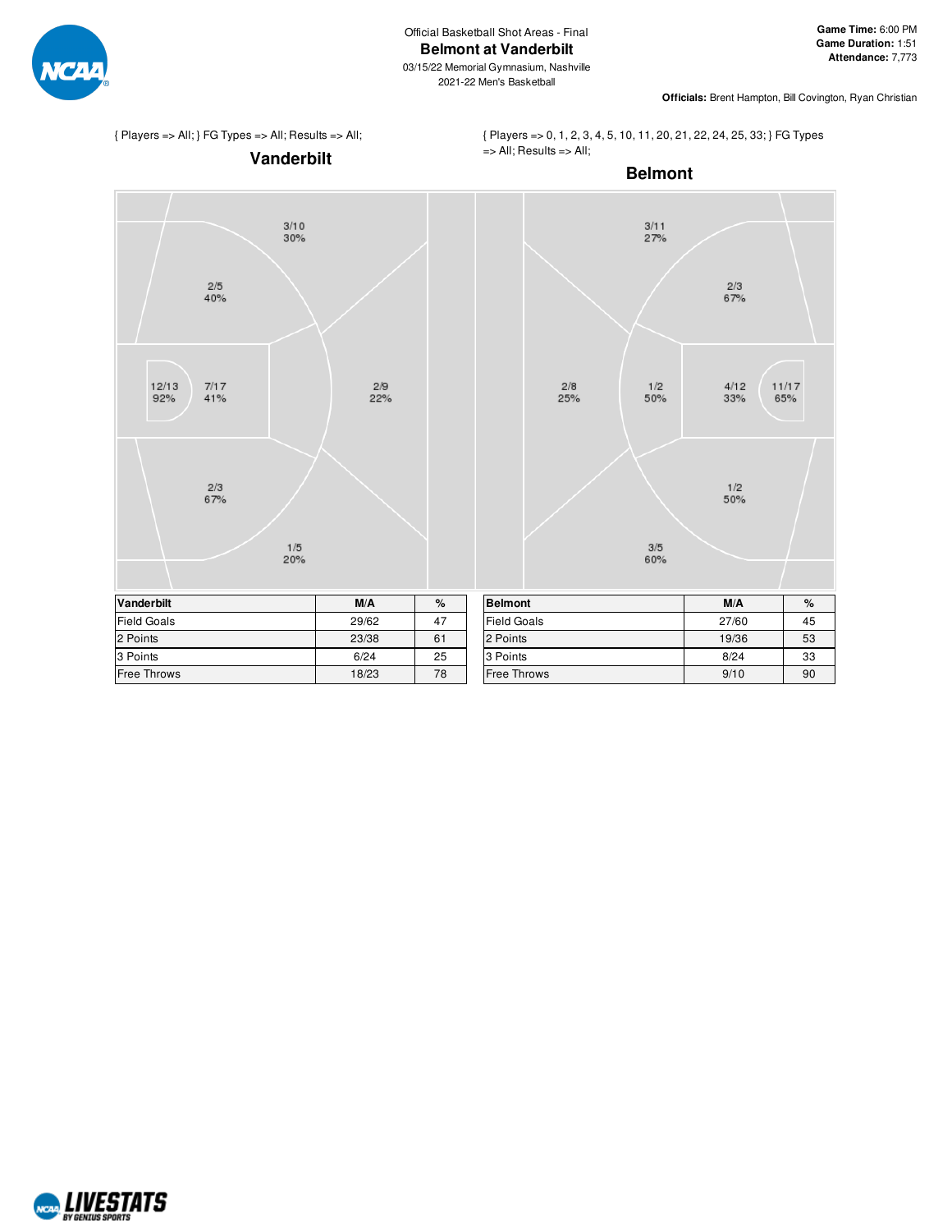Official Basketball Shot Areas - Final

# Belmont at Vanderbilt

03/15/22 Memorial Gymnasium, Nashville

2021-22 Men's Basketball

**Game Time:** 6:00 PM
**Game Duration:** 1:51
**Attendance:** 7,773

**Officials:** Brent Hampton, Bill Covington, Ryan Christian

{ Players => All; } FG Types => All; Results => All;

## Vanderbilt

3/10 30%

2/5 40%

12/13 92%

7/17 41%

2/9 22%

2/3 67%

1/5 20%

{ Players => 0, 1, 2, 3, 4, 5, 10, 11, 20, 21, 22, 24, 25, 33; } FG Types => All; Results => All;

## Belmont

3/11 27%

2/3 67%

2/8 25%

1/2 50%

4/12 33%

11/17 65%

1/2 50%

3/5 60%

| Vanderbilt | M/A | % |
|---|---|---|
| Field Goals | 29/62 | 47 |
| 2 Points | 23/38 | 61 |
| 3 Points | 6/24 | 25 |
| Free Throws | 18/23 | 78 |

| Belmont | M/A | % |
|---|---|---|
| Field Goals | 27/60 | 45 |
| 2 Points | 19/36 | 53 |
| 3 Points | 8/24 | 33 |
| Free Throws | 9/10 | 90 |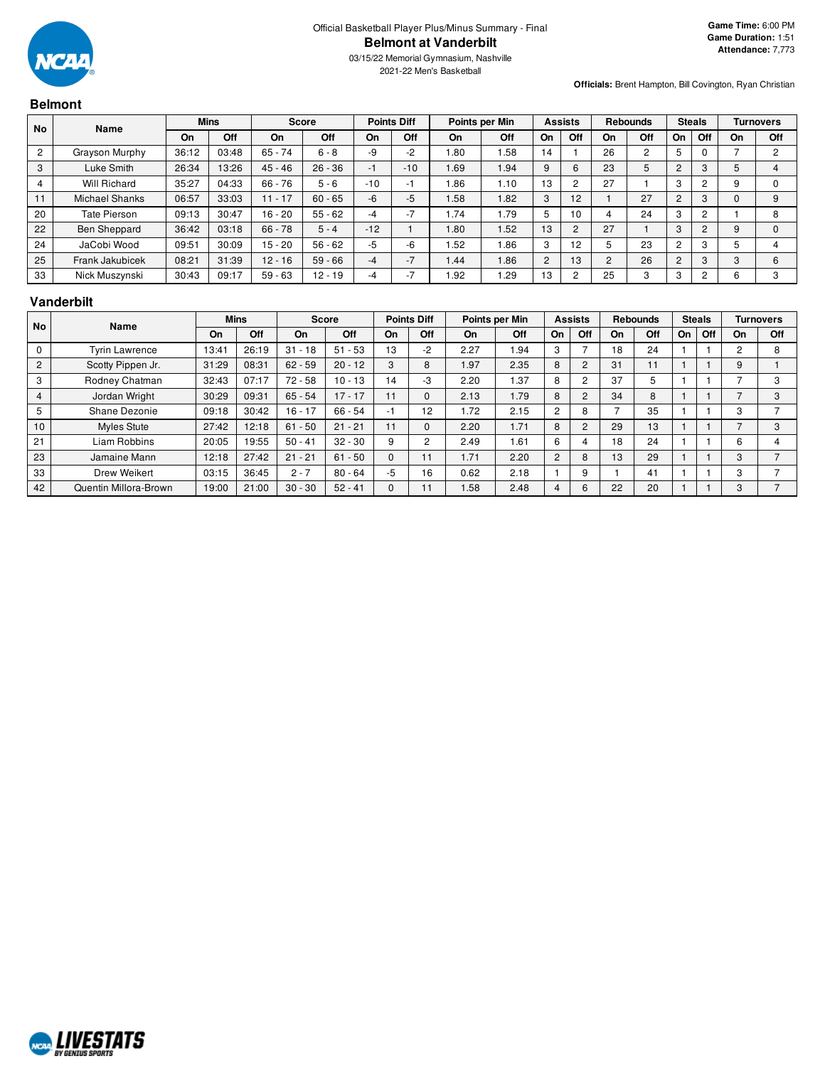Official Basketball Player Plus/Minus Summary - Final

# Belmont at Vanderbilt

03/15/22 Memorial Gymnasium, Nashville

2021-22 Men's Basketball

**Game Time:** 6:00 PM
**Game Duration:** 1:51
**Attendance:** 7,773

**Officials:** Brent Hampton, Bill Covington, Ryan Christian

## Belmont

| No | Name | Mins | | Score | | Points Diff | | Points per Min | | Assists | | Rebounds | | Steals | | Turnovers | |
|---|---|---|---|---|---|---|---|---|---|---|---|---|---|---|---|---|---|
| | | On | Off | On | Off | On | Off | On | Off | On | Off | On | Off | On | Off | On | Off |
| 2 | Grayson Murphy | 36:12 | 03:48 | 65 - 74 | 6 - 8 | -9 | -2 | 1.80 | 1.58 | 14 | 1 | 26 | 2 | 5 | 0 | 7 | 2 |
| 3 | Luke Smith | 26:34 | 13:26 | 45 - 46 | 26 - 36 | -1 | -10 | 1.69 | 1.94 | 9 | 6 | 23 | 5 | 2 | 3 | 5 | 4 |
| 4 | Will Richard | 35:27 | 04:33 | 66 - 76 | 5 - 6 | -10 | -1 | 1.86 | 1.10 | 13 | 2 | 27 | 1 | 3 | 2 | 9 | 0 |
| 11 | Michael Shanks | 06:57 | 33:03 | 11 - 17 | 60 - 65 | -6 | -5 | 1.58 | 1.82 | 3 | 12 | 1 | 27 | 2 | 3 | 0 | 9 |
| 20 | Tate Pierson | 09:13 | 30:47 | 16 - 20 | 55 - 62 | -4 | -7 | 1.74 | 1.79 | 5 | 10 | 4 | 24 | 3 | 2 | 1 | 8 |
| 22 | Ben Sheppard | 36:42 | 03:18 | 66 - 78 | 5 - 4 | -12 | 1 | 1.80 | 1.52 | 13 | 2 | 27 | 1 | 3 | 2 | 9 | 0 |
| 24 | JaCobi Wood | 09:51 | 30:09 | 15 - 20 | 56 - 62 | -5 | -6 | 1.52 | 1.86 | 3 | 12 | 5 | 23 | 2 | 3 | 5 | 4 |
| 25 | Frank Jakubicek | 08:21 | 31:39 | 12 - 16 | 59 - 66 | -4 | -7 | 1.44 | 1.86 | 2 | 13 | 2 | 26 | 2 | 3 | 3 | 6 |
| 33 | Nick Muszynski | 30:43 | 09:17 | 59 - 63 | 12 - 19 | -4 | -7 | 1.92 | 1.29 | 13 | 2 | 25 | 3 | 3 | 2 | 6 | 3 |

## Vanderbilt

| No | Name | Mins | | Score | | Points Diff | | Points per Min | | Assists | | Rebounds | | Steals | | Turnovers | |
|---|---|---|---|---|---|---|---|---|---|---|---|---|---|---|---|---|---|
| | | On | Off | On | Off | On | Off | On | Off | On | Off | On | Off | On | Off | On | Off |
| 0 | Tyrin Lawrence | 13:41 | 26:19 | 31 - 18 | 51 - 53 | 13 | -2 | 2.27 | 1.94 | 3 | 7 | 18 | 24 | 1 | 1 | 2 | 8 |
| 2 | Scotty Pippen Jr. | 31:29 | 08:31 | 62 - 59 | 20 - 12 | 3 | 8 | 1.97 | 2.35 | 8 | 2 | 31 | 11 | 1 | 1 | 9 | 1 |
| 3 | Rodney Chatman | 32:43 | 07:17 | 72 - 58 | 10 - 13 | 14 | -3 | 2.20 | 1.37 | 8 | 2 | 37 | 5 | 1 | 1 | 7 | 3 |
| 4 | Jordan Wright | 30:29 | 09:31 | 65 - 54 | 17 - 17 | 11 | 0 | 2.13 | 1.79 | 8 | 2 | 34 | 8 | 1 | 1 | 7 | 3 |
| 5 | Shane Dezonie | 09:18 | 30:42 | 16 - 17 | 66 - 54 | -1 | 12 | 1.72 | 2.15 | 2 | 8 | 7 | 35 | 1 | 1 | 3 | 7 |
| 10 | Myles Stute | 27:42 | 12:18 | 61 - 50 | 21 - 21 | 11 | 0 | 2.20 | 1.71 | 8 | 2 | 29 | 13 | 1 | 1 | 7 | 3 |
| 21 | Liam Robbins | 20:05 | 19:55 | 50 - 41 | 32 - 30 | 9 | 2 | 2.49 | 1.61 | 6 | 4 | 18 | 24 | 1 | 1 | 6 | 4 |
| 23 | Jamaine Mann | 12:18 | 27:42 | 21 - 21 | 61 - 50 | 0 | 11 | 1.71 | 2.20 | 2 | 8 | 13 | 29 | 1 | 1 | 3 | 7 |
| 33 | Drew Weikert | 03:15 | 36:45 | 2 - 7 | 80 - 64 | -5 | 16 | 0.62 | 2.18 | 1 | 9 | 1 | 41 | 1 | 1 | 3 | 7 |
| 42 | Quentin Millora-Brown | 19:00 | 21:00 | 30 - 30 | 52 - 41 | 0 | 11 | 1.58 | 2.48 | 4 | 6 | 22 | 20 | 1 | 1 | 3 | 7 |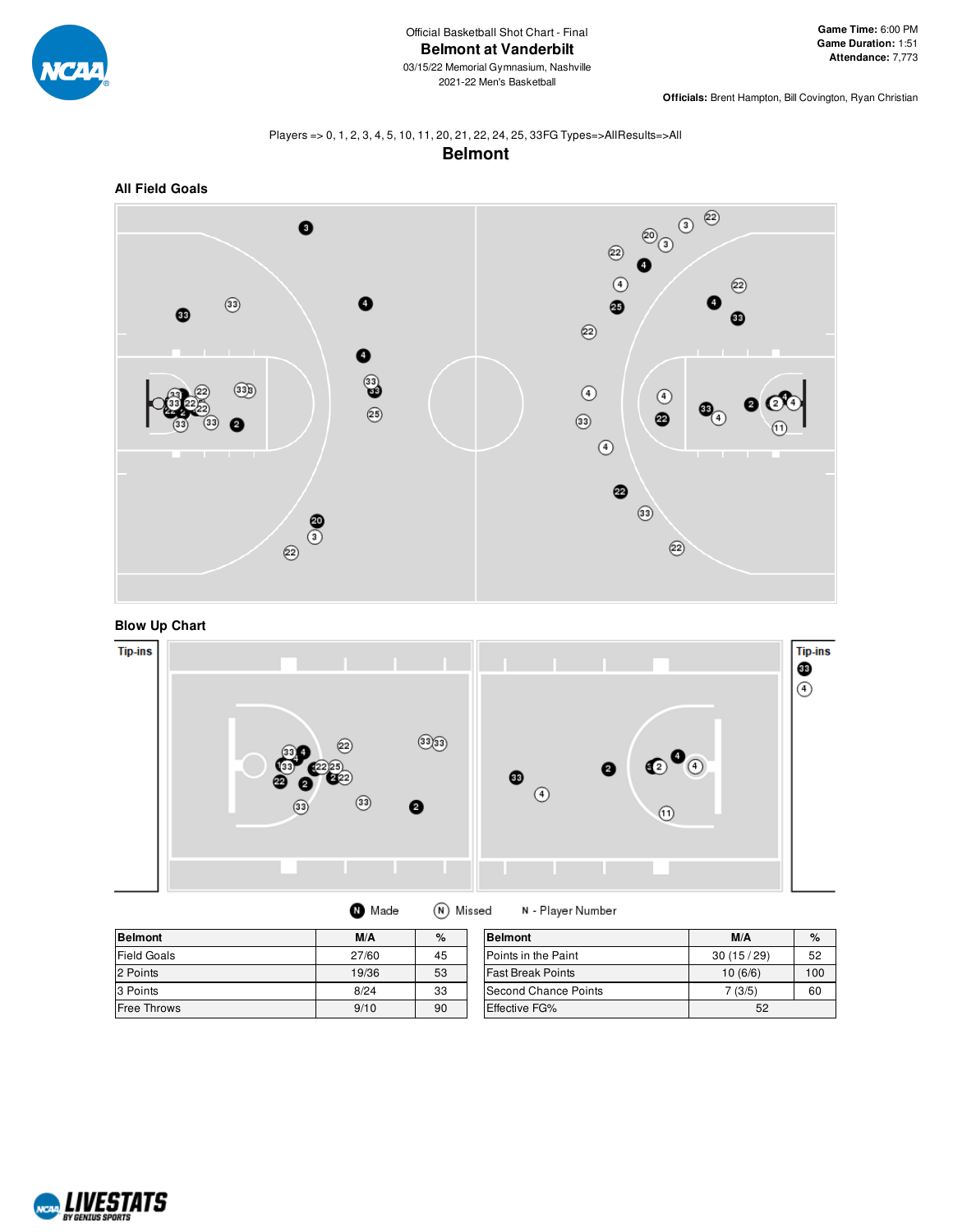Official Basketball Shot Chart - Final

# Belmont at Vanderbilt

03/15/22 Memorial Gymnasium, Nashville

2021-22 Men's Basketball

**Game Time:** 6:00 PM
**Game Duration:** 1:51
**Attendance:** 7,773

**Officials:** Brent Hampton, Bill Covington, Ryan Christian

Players => 0, 1, 2, 3, 4, 5, 10, 11, 20, 21, 22, 24, 25, 33FG Types=>AllResults=>All

## Belmont

### All Field Goals

### Blow Up Chart

Tip-ins

Tip-ins

Made   Missed   N - Player Number

| Belmont | M/A | % |
|---|---|---|
| Field Goals | 27/60 | 45 |
| 2 Points | 19/36 | 53 |
| 3 Points | 8/24 | 33 |
| Free Throws | 9/10 | 90 |

| Belmont | M/A | % |
|---|---|---|
| Points in the Paint | 30 (15 / 29) | 52 |
| Fast Break Points | 10 (6/6) | 100 |
| Second Chance Points | 7 (3/5) | 60 |
| Effective FG% | 52 | |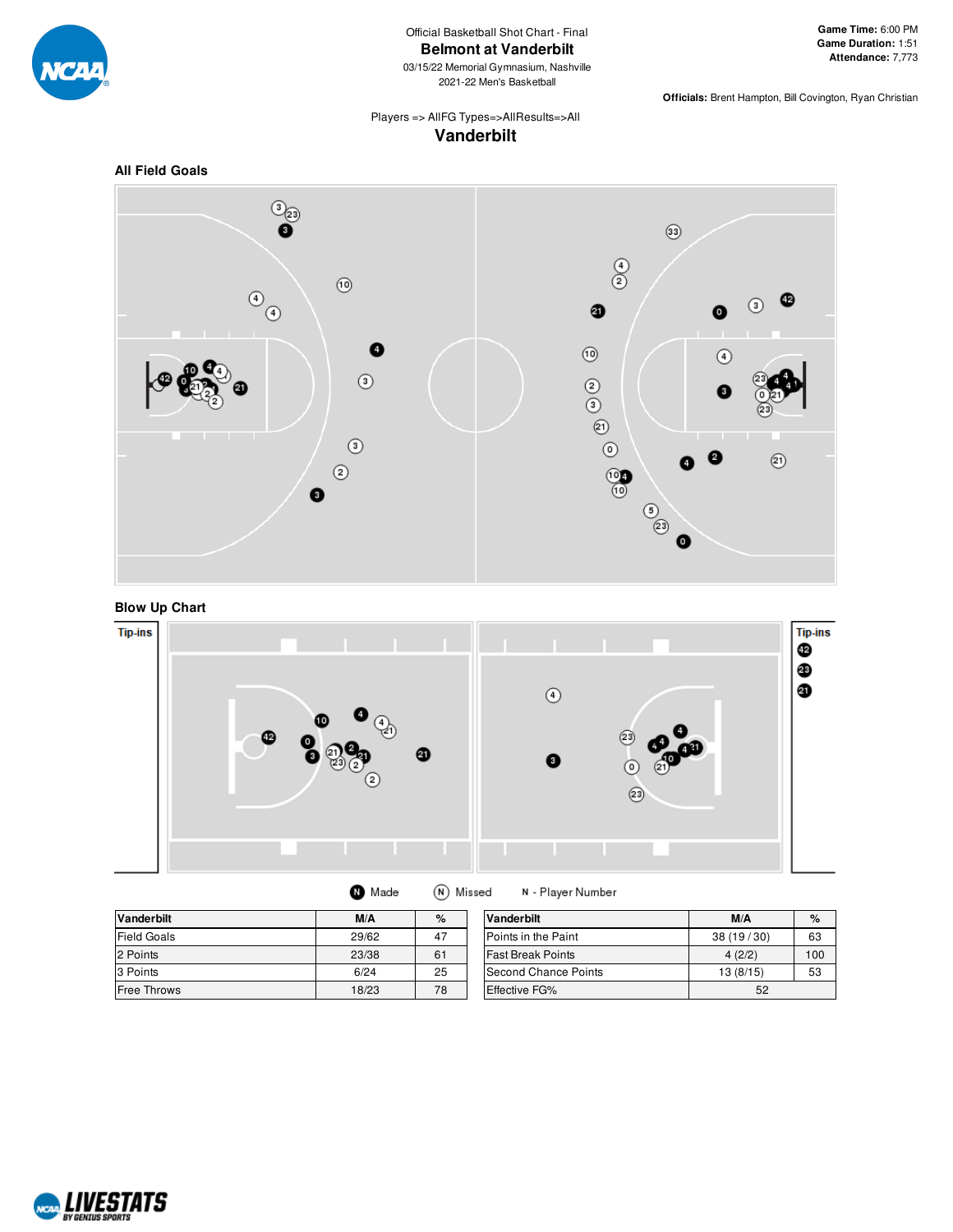Official Basketball Shot Chart - Final

# Belmont at Vanderbilt

03/15/22 Memorial Gymnasium, Nashville
2021-22 Men's Basketball

**Game Time:** 6:00 PM
**Game Duration:** 1:51
**Attendance:** 7,773

**Officials:** Brent Hampton, Bill Covington, Ryan Christian

Players => AllFG Types=>AllResults=>All

## Vanderbilt

### All Field Goals

### Blow Up Chart

Tip-ins

Tip-ins

42
23
21

Made   Missed   N - Player Number

| Vanderbilt | M/A | % |
|---|---|---|
| Field Goals | 29/62 | 47 |
| 2 Points | 23/38 | 61 |
| 3 Points | 6/24 | 25 |
| Free Throws | 18/23 | 78 |

| Vanderbilt | M/A | % |
|---|---|---|
| Points in the Paint | 38 (19 / 30) | 63 |
| Fast Break Points | 4 (2/2) | 100 |
| Second Chance Points | 13 (8/15) | 53 |
| Effective FG% | 52 | |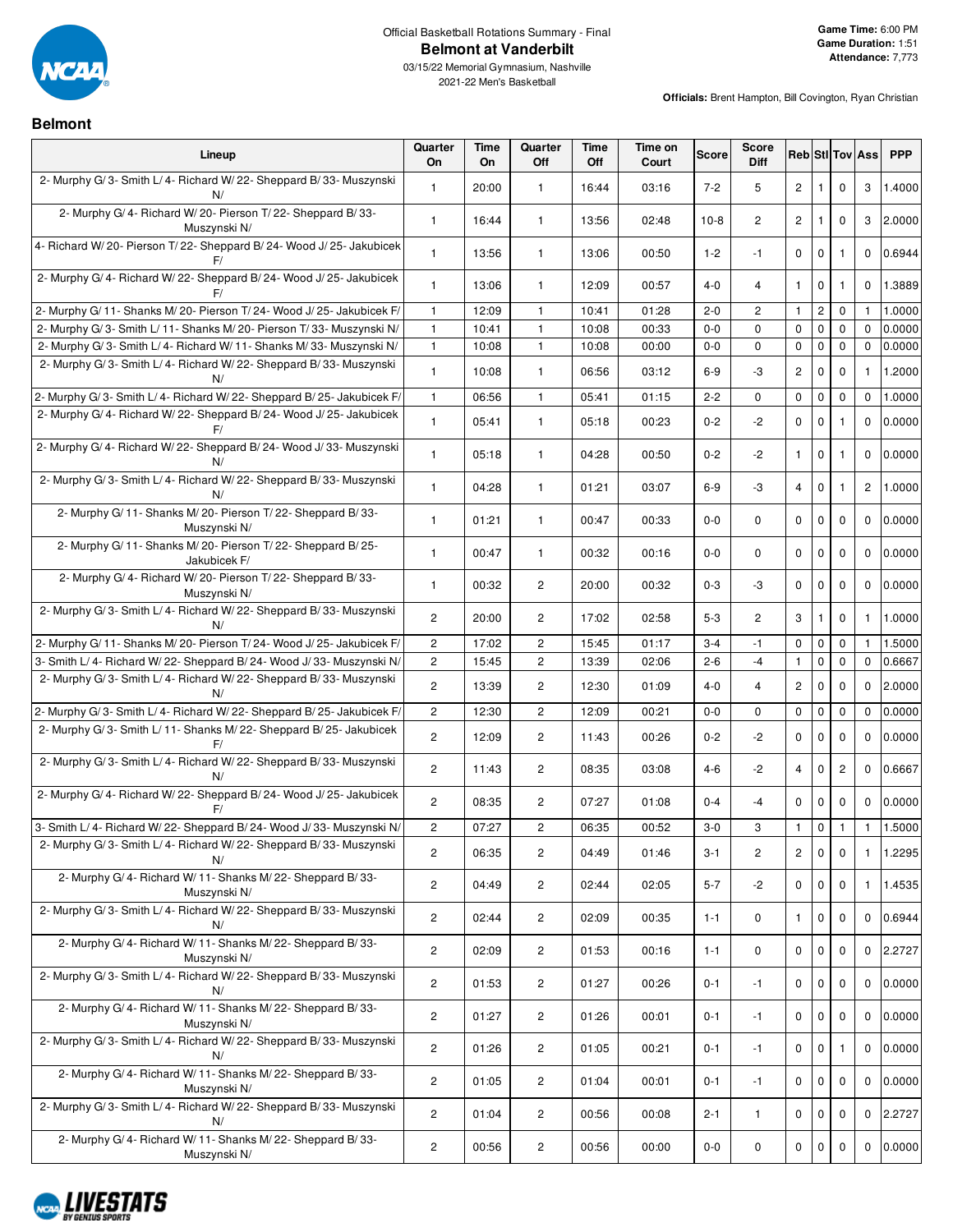Official Basketball Rotations Summary - Final

# Belmont at Vanderbilt

03/15/22 Memorial Gymnasium, Nashville
2021-22 Men's Basketball

**Game Time:** 6:00 PM
**Game Duration:** 1:51
**Attendance:** 7,773

**Officials:** Brent Hampton, Bill Covington, Ryan Christian

## Belmont

| Lineup | Quarter On | Time On | Quarter Off | Time Off | Time on Court | Score | Score Diff | Reb | Stl | Tov | Ass | PPP |
|---|---|---|---|---|---|---|---|---|---|---|---|---|
| 2- Murphy G/ 3- Smith L/ 4- Richard W/ 22- Sheppard B/ 33- Muszynski N/ | 1 | 20:00 | 1 | 16:44 | 03:16 | 7-2 | 5 | 2 | 1 | 0 | 3 | 1.4000 |
| 2- Murphy G/ 4- Richard W/ 20- Pierson T/ 22- Sheppard B/ 33- Muszynski N/ | 1 | 16:44 | 1 | 13:56 | 02:48 | 10-8 | 2 | 2 | 1 | 0 | 3 | 2.0000 |
| 4- Richard W/ 20- Pierson T/ 22- Sheppard B/ 24- Wood J/ 25- Jakubicek F/ | 1 | 13:56 | 1 | 13:06 | 00:50 | 1-2 | -1 | 0 | 0 | 1 | 0 | 0.6944 |
| 2- Murphy G/ 4- Richard W/ 22- Sheppard B/ 24- Wood J/ 25- Jakubicek F/ | 1 | 13:06 | 1 | 12:09 | 00:57 | 4-0 | 4 | 1 | 0 | 1 | 0 | 1.3889 |
| 2- Murphy G/ 11- Shanks M/ 20- Pierson T/ 24- Wood J/ 25- Jakubicek F/ | 1 | 12:09 | 1 | 10:41 | 01:28 | 2-0 | 2 | 1 | 2 | 0 | 1 | 1.0000 |
| 2- Murphy G/ 3- Smith L/ 11- Shanks M/ 20- Pierson T/ 33- Muszynski N/ | 1 | 10:41 | 1 | 10:08 | 00:33 | 0-0 | 0 | 0 | 0 | 0 | 0 | 0.0000 |
| 2- Murphy G/ 3- Smith L/ 4- Richard W/ 11- Shanks M/ 33- Muszynski N/ | 1 | 10:08 | 1 | 10:08 | 00:00 | 0-0 | 0 | 0 | 0 | 0 | 0 | 0.0000 |
| 2- Murphy G/ 3- Smith L/ 4- Richard W/ 22- Sheppard B/ 33- Muszynski N/ | 1 | 10:08 | 1 | 06:56 | 03:12 | 6-9 | -3 | 2 | 0 | 0 | 1 | 1.2000 |
| 2- Murphy G/ 3- Smith L/ 4- Richard W/ 22- Sheppard B/ 25- Jakubicek F/ | 1 | 06:56 | 1 | 05:41 | 01:15 | 2-2 | 0 | 0 | 0 | 0 | 0 | 1.0000 |
| 2- Murphy G/ 4- Richard W/ 22- Sheppard B/ 24- Wood J/ 25- Jakubicek F/ | 1 | 05:41 | 1 | 05:18 | 00:23 | 0-2 | -2 | 0 | 0 | 1 | 0 | 0.0000 |
| 2- Murphy G/ 4- Richard W/ 22- Sheppard B/ 24- Wood J/ 33- Muszynski N/ | 1 | 05:18 | 1 | 04:28 | 00:50 | 0-2 | -2 | 1 | 0 | 1 | 0 | 0.0000 |
| 2- Murphy G/ 3- Smith L/ 4- Richard W/ 22- Sheppard B/ 33- Muszynski N/ | 1 | 04:28 | 1 | 01:21 | 03:07 | 6-9 | -3 | 4 | 0 | 1 | 2 | 1.0000 |
| 2- Murphy G/ 11- Shanks M/ 20- Pierson T/ 22- Sheppard B/ 33- Muszynski N/ | 1 | 01:21 | 1 | 00:47 | 00:33 | 0-0 | 0 | 0 | 0 | 0 | 0 | 0.0000 |
| 2- Murphy G/ 11- Shanks M/ 20- Pierson T/ 22- Sheppard B/ 25- Jakubicek F/ | 1 | 00:47 | 1 | 00:32 | 00:16 | 0-0 | 0 | 0 | 0 | 0 | 0 | 0.0000 |
| 2- Murphy G/ 4- Richard W/ 20- Pierson T/ 22- Sheppard B/ 33- Muszynski N/ | 1 | 00:32 | 2 | 20:00 | 00:32 | 0-3 | -3 | 0 | 0 | 0 | 0 | 0.0000 |
| 2- Murphy G/ 3- Smith L/ 4- Richard W/ 22- Sheppard B/ 33- Muszynski N/ | 2 | 20:00 | 2 | 17:02 | 02:58 | 5-3 | 2 | 3 | 1 | 0 | 1 | 1.0000 |
| 2- Murphy G/ 11- Shanks M/ 20- Pierson T/ 24- Wood J/ 25- Jakubicek F/ | 2 | 17:02 | 2 | 15:45 | 01:17 | 3-4 | -1 | 0 | 0 | 0 | 1 | 1.5000 |
| 3- Smith L/ 4- Richard W/ 22- Sheppard B/ 24- Wood J/ 33- Muszynski N/ | 2 | 15:45 | 2 | 13:39 | 02:06 | 2-6 | -4 | 1 | 0 | 0 | 0 | 0.6667 |
| 2- Murphy G/ 3- Smith L/ 4- Richard W/ 22- Sheppard B/ 33- Muszynski N/ | 2 | 13:39 | 2 | 12:30 | 01:09 | 4-0 | 4 | 2 | 0 | 0 | 0 | 2.0000 |
| 2- Murphy G/ 3- Smith L/ 4- Richard W/ 22- Sheppard B/ 25- Jakubicek F/ | 2 | 12:30 | 2 | 12:09 | 00:21 | 0-0 | 0 | 0 | 0 | 0 | 0 | 0.0000 |
| 2- Murphy G/ 3- Smith L/ 11- Shanks M/ 22- Sheppard B/ 25- Jakubicek F/ | 2 | 12:09 | 2 | 11:43 | 00:26 | 0-2 | -2 | 0 | 0 | 0 | 0 | 0.0000 |
| 2- Murphy G/ 3- Smith L/ 4- Richard W/ 22- Sheppard B/ 33- Muszynski N/ | 2 | 11:43 | 2 | 08:35 | 03:08 | 4-6 | -2 | 4 | 0 | 2 | 0 | 0.6667 |
| 2- Murphy G/ 4- Richard W/ 22- Sheppard B/ 24- Wood J/ 25- Jakubicek F/ | 2 | 08:35 | 2 | 07:27 | 01:08 | 0-4 | -4 | 0 | 0 | 0 | 0 | 0.0000 |
| 3- Smith L/ 4- Richard W/ 22- Sheppard B/ 24- Wood J/ 33- Muszynski N/ | 2 | 07:27 | 2 | 06:35 | 00:52 | 3-0 | 3 | 1 | 0 | 1 | 1 | 1.5000 |
| 2- Murphy G/ 3- Smith L/ 4- Richard W/ 22- Sheppard B/ 33- Muszynski N/ | 2 | 06:35 | 2 | 04:49 | 01:46 | 3-1 | 2 | 2 | 0 | 0 | 1 | 1.2295 |
| 2- Murphy G/ 4- Richard W/ 11- Shanks M/ 22- Sheppard B/ 33- Muszynski N/ | 2 | 04:49 | 2 | 02:44 | 02:05 | 5-7 | -2 | 0 | 0 | 0 | 1 | 1.4535 |
| 2- Murphy G/ 3- Smith L/ 4- Richard W/ 22- Sheppard B/ 33- Muszynski N/ | 2 | 02:44 | 2 | 02:09 | 00:35 | 1-1 | 0 | 1 | 0 | 0 | 0 | 0.6944 |
| 2- Murphy G/ 4- Richard W/ 11- Shanks M/ 22- Sheppard B/ 33- Muszynski N/ | 2 | 02:09 | 2 | 01:53 | 00:16 | 1-1 | 0 | 0 | 0 | 0 | 0 | 2.2727 |
| 2- Murphy G/ 3- Smith L/ 4- Richard W/ 22- Sheppard B/ 33- Muszynski N/ | 2 | 01:53 | 2 | 01:27 | 00:26 | 0-1 | -1 | 0 | 0 | 0 | 0 | 0.0000 |
| 2- Murphy G/ 4- Richard W/ 11- Shanks M/ 22- Sheppard B/ 33- Muszynski N/ | 2 | 01:27 | 2 | 01:26 | 00:01 | 0-1 | -1 | 0 | 0 | 0 | 0 | 0.0000 |
| 2- Murphy G/ 3- Smith L/ 4- Richard W/ 22- Sheppard B/ 33- Muszynski N/ | 2 | 01:26 | 2 | 01:05 | 00:21 | 0-1 | -1 | 0 | 0 | 1 | 0 | 0.0000 |
| 2- Murphy G/ 4- Richard W/ 11- Shanks M/ 22- Sheppard B/ 33- Muszynski N/ | 2 | 01:05 | 2 | 01:04 | 00:01 | 0-1 | -1 | 0 | 0 | 0 | 0 | 0.0000 |
| 2- Murphy G/ 3- Smith L/ 4- Richard W/ 22- Sheppard B/ 33- Muszynski N/ | 2 | 01:04 | 2 | 00:56 | 00:08 | 2-1 | 1 | 0 | 0 | 0 | 0 | 2.2727 |
| 2- Murphy G/ 4- Richard W/ 11- Shanks M/ 22- Sheppard B/ 33- Muszynski N/ | 2 | 00:56 | 2 | 00:56 | 00:00 | 0-0 | 0 | 0 | 0 | 0 | 0 | 0.0000 |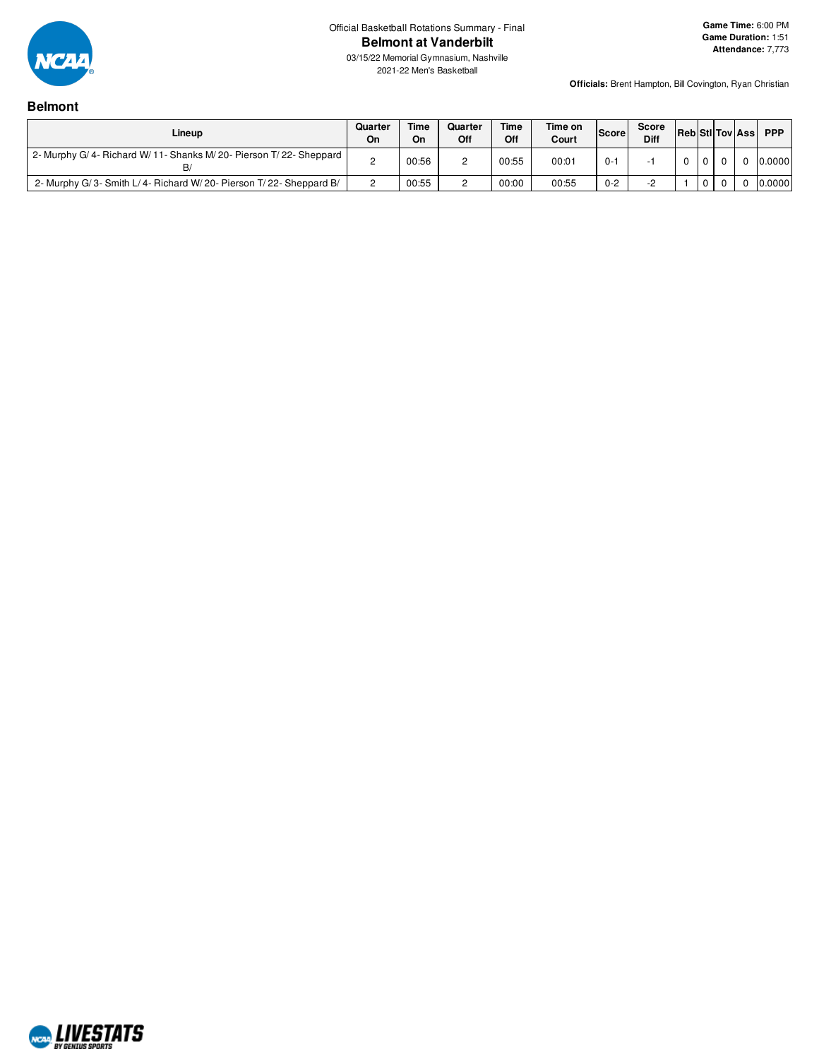Official Basketball Rotations Summary - Final

# Belmont at Vanderbilt

03/15/22 Memorial Gymnasium, Nashville

2021-22 Men's Basketball

**Game Time:** 6:00 PM
**Game Duration:** 1:51
**Attendance:** 7,773

**Officials:** Brent Hampton, Bill Covington, Ryan Christian

## Belmont

| Lineup | Quarter On | Time On | Quarter Off | Time Off | Time on Court | Score | Score Diff | Reb | Stl | Tov | Ass | PPP |
|---|---|---|---|---|---|---|---|---|---|---|---|---|
| 2- Murphy G/ 4- Richard W/ 11- Shanks M/ 20- Pierson T/ 22- Sheppard B/ | 2 | 00:56 | 2 | 00:55 | 00:01 | 0-1 | -1 | 0 | 0 | 0 | 0 | 0.0000 |
| 2- Murphy G/ 3- Smith L/ 4- Richard W/ 20- Pierson T/ 22- Sheppard B/ | 2 | 00:55 | 2 | 00:00 | 00:55 | 0-2 | -2 | 1 | 0 | 0 | 0 | 0.0000 |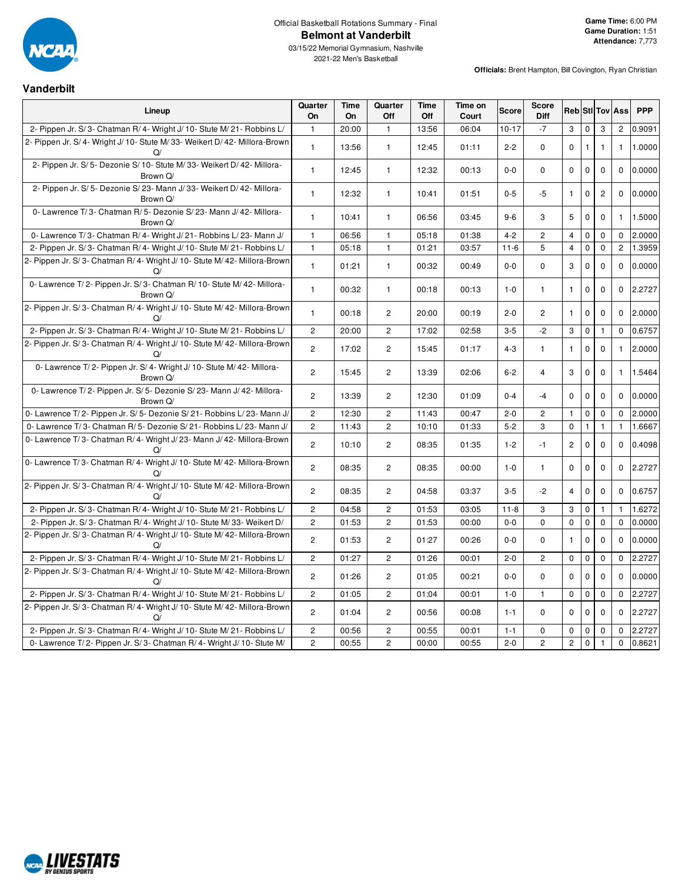Official Basketball Rotations Summary - Final

# Belmont at Vanderbilt

03/15/22 Memorial Gymnasium, Nashville
2021-22 Men's Basketball

**Game Time:** 6:00 PM
**Game Duration:** 1:51
**Attendance:** 7,773

**Officials:** Brent Hampton, Bill Covington, Ryan Christian

## Vanderbilt

| Lineup | Quarter On | Time On | Quarter Off | Time Off | Time on Court | Score | Score Diff | Reb | Stl | Tov | Ass | PPP |
|---|---|---|---|---|---|---|---|---|---|---|---|---|
| 2- Pippen Jr. S/ 3- Chatman R/ 4- Wright J/ 10- Stute M/ 21- Robbins L/ | 1 | 20:00 | 1 | 13:56 | 06:04 | 10-17 | -7 | 3 | 0 | 3 | 2 | 0.9091 |
| 2- Pippen Jr. S/ 4- Wright J/ 10- Stute M/ 33- Weikert D/ 42- Millora-Brown Q/ | 1 | 13:56 | 1 | 12:45 | 01:11 | 2-2 | 0 | 0 | 1 | 1 | 1 | 1.0000 |
| 2- Pippen Jr. S/ 5- Dezonie S/ 10- Stute M/ 33- Weikert D/ 42- Millora-Brown Q/ | 1 | 12:45 | 1 | 12:32 | 00:13 | 0-0 | 0 | 0 | 0 | 0 | 0 | 0.0000 |
| 2- Pippen Jr. S/ 5- Dezonie S/ 23- Mann J/ 33- Weikert D/ 42- Millora-Brown Q/ | 1 | 12:32 | 1 | 10:41 | 01:51 | 0-5 | -5 | 1 | 0 | 2 | 0 | 0.0000 |
| 0- Lawrence T/ 3- Chatman R/ 5- Dezonie S/ 23- Mann J/ 42- Millora-Brown Q/ | 1 | 10:41 | 1 | 06:56 | 03:45 | 9-6 | 3 | 5 | 0 | 0 | 1 | 1.5000 |
| 0- Lawrence T/ 3- Chatman R/ 4- Wright J/ 21- Robbins L/ 23- Mann J/ | 1 | 06:56 | 1 | 05:18 | 01:38 | 4-2 | 2 | 4 | 0 | 0 | 0 | 2.0000 |
| 2- Pippen Jr. S/ 3- Chatman R/ 4- Wright J/ 10- Stute M/ 21- Robbins L/ | 1 | 05:18 | 1 | 01:21 | 03:57 | 11-6 | 5 | 4 | 0 | 0 | 2 | 1.3959 |
| 2- Pippen Jr. S/ 3- Chatman R/ 4- Wright J/ 10- Stute M/ 42- Millora-Brown Q/ | 1 | 01:21 | 1 | 00:32 | 00:49 | 0-0 | 0 | 3 | 0 | 0 | 0 | 0.0000 |
| 0- Lawrence T/ 2- Pippen Jr. S/ 3- Chatman R/ 10- Stute M/ 42- Millora-Brown Q/ | 1 | 00:32 | 1 | 00:18 | 00:13 | 1-0 | 1 | 1 | 0 | 0 | 0 | 2.2727 |
| 2- Pippen Jr. S/ 3- Chatman R/ 4- Wright J/ 10- Stute M/ 42- Millora-Brown Q/ | 1 | 00:18 | 2 | 20:00 | 00:19 | 2-0 | 2 | 1 | 0 | 0 | 0 | 2.0000 |
| 2- Pippen Jr. S/ 3- Chatman R/ 4- Wright J/ 10- Stute M/ 21- Robbins L/ | 2 | 20:00 | 2 | 17:02 | 02:58 | 3-5 | -2 | 3 | 0 | 1 | 0 | 0.6757 |
| 2- Pippen Jr. S/ 3- Chatman R/ 4- Wright J/ 10- Stute M/ 42- Millora-Brown Q/ | 2 | 17:02 | 2 | 15:45 | 01:17 | 4-3 | 1 | 1 | 0 | 0 | 1 | 2.0000 |
| 0- Lawrence T/ 2- Pippen Jr. S/ 4- Wright J/ 10- Stute M/ 42- Millora-Brown Q/ | 2 | 15:45 | 2 | 13:39 | 02:06 | 6-2 | 4 | 3 | 0 | 0 | 1 | 1.5464 |
| 0- Lawrence T/ 2- Pippen Jr. S/ 5- Dezonie S/ 23- Mann J/ 42- Millora-Brown Q/ | 2 | 13:39 | 2 | 12:30 | 01:09 | 0-4 | -4 | 0 | 0 | 0 | 0 | 0.0000 |
| 0- Lawrence T/ 2- Pippen Jr. S/ 5- Dezonie S/ 21- Robbins L/ 23- Mann J/ | 2 | 12:30 | 2 | 11:43 | 00:47 | 2-0 | 2 | 1 | 0 | 0 | 0 | 2.0000 |
| 0- Lawrence T/ 3- Chatman R/ 5- Dezonie S/ 21- Robbins L/ 23- Mann J/ | 2 | 11:43 | 2 | 10:10 | 01:33 | 5-2 | 3 | 0 | 1 | 1 | 1 | 1.6667 |
| 0- Lawrence T/ 3- Chatman R/ 4- Wright J/ 23- Mann J/ 42- Millora-Brown Q/ | 2 | 10:10 | 2 | 08:35 | 01:35 | 1-2 | -1 | 2 | 0 | 0 | 0 | 0.4098 |
| 0- Lawrence T/ 3- Chatman R/ 4- Wright J/ 10- Stute M/ 42- Millora-Brown Q/ | 2 | 08:35 | 2 | 08:35 | 00:00 | 1-0 | 1 | 0 | 0 | 0 | 0 | 2.2727 |
| 2- Pippen Jr. S/ 3- Chatman R/ 4- Wright J/ 10- Stute M/ 42- Millora-Brown Q/ | 2 | 08:35 | 2 | 04:58 | 03:37 | 3-5 | -2 | 4 | 0 | 0 | 0 | 0.6757 |
| 2- Pippen Jr. S/ 3- Chatman R/ 4- Wright J/ 10- Stute M/ 21- Robbins L/ | 2 | 04:58 | 2 | 01:53 | 03:05 | 11-8 | 3 | 3 | 0 | 1 | 1 | 1.6272 |
| 2- Pippen Jr. S/ 3- Chatman R/ 4- Wright J/ 10- Stute M/ 33- Weikert D/ | 2 | 01:53 | 2 | 01:53 | 00:00 | 0-0 | 0 | 0 | 0 | 0 | 0 | 0.0000 |
| 2- Pippen Jr. S/ 3- Chatman R/ 4- Wright J/ 10- Stute M/ 42- Millora-Brown Q/ | 2 | 01:53 | 2 | 01:27 | 00:26 | 0-0 | 0 | 1 | 0 | 0 | 0 | 0.0000 |
| 2- Pippen Jr. S/ 3- Chatman R/ 4- Wright J/ 10- Stute M/ 21- Robbins L/ | 2 | 01:27 | 2 | 01:26 | 00:01 | 2-0 | 2 | 0 | 0 | 0 | 0 | 2.2727 |
| 2- Pippen Jr. S/ 3- Chatman R/ 4- Wright J/ 10- Stute M/ 42- Millora-Brown Q/ | 2 | 01:26 | 2 | 01:05 | 00:21 | 0-0 | 0 | 0 | 0 | 0 | 0 | 0.0000 |
| 2- Pippen Jr. S/ 3- Chatman R/ 4- Wright J/ 10- Stute M/ 21- Robbins L/ | 2 | 01:05 | 2 | 01:04 | 00:01 | 1-0 | 1 | 0 | 0 | 0 | 0 | 2.2727 |
| 2- Pippen Jr. S/ 3- Chatman R/ 4- Wright J/ 10- Stute M/ 42- Millora-Brown Q/ | 2 | 01:04 | 2 | 00:56 | 00:08 | 1-1 | 0 | 0 | 0 | 0 | 0 | 2.2727 |
| 2- Pippen Jr. S/ 3- Chatman R/ 4- Wright J/ 10- Stute M/ 21- Robbins L/ | 2 | 00:56 | 2 | 00:55 | 00:01 | 1-1 | 0 | 0 | 0 | 0 | 0 | 2.2727 |
| 0- Lawrence T/ 2- Pippen Jr. S/ 3- Chatman R/ 4- Wright J/ 10- Stute M/ | 2 | 00:55 | 2 | 00:00 | 00:55 | 2-0 | 2 | 2 | 0 | 1 | 0 | 0.8621 |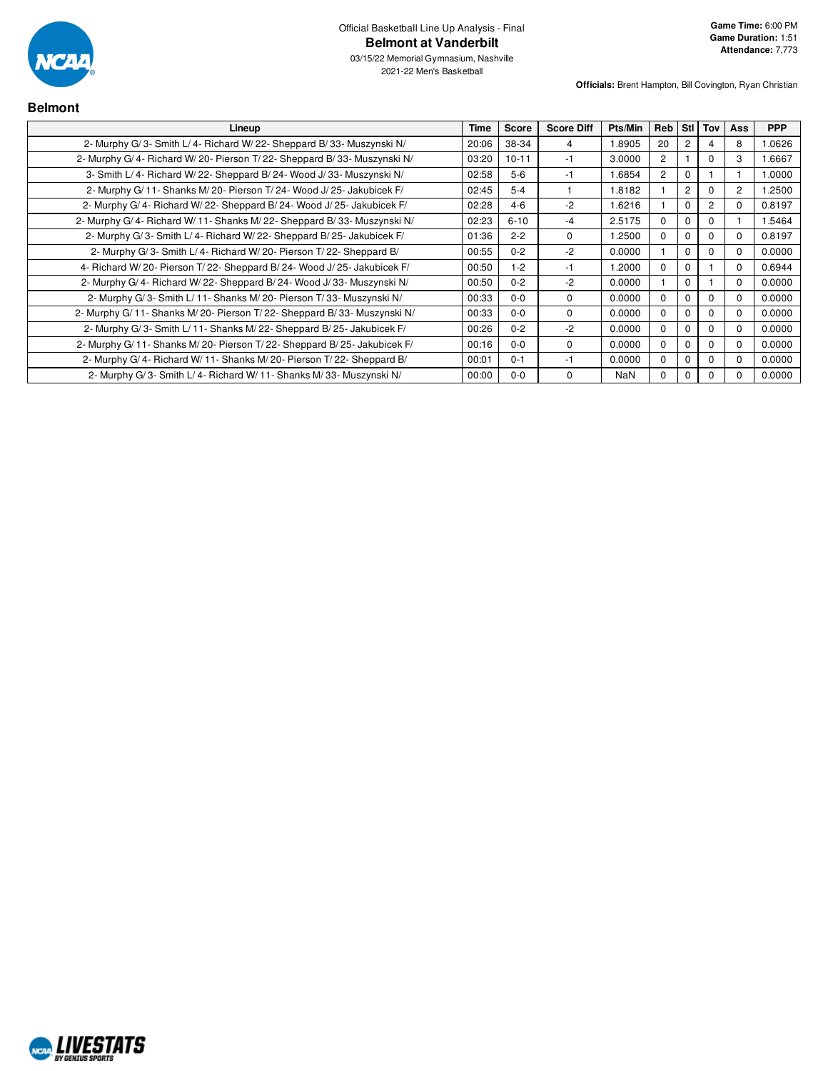Official Basketball Line Up Analysis - Final

# Belmont at Vanderbilt

03/15/22 Memorial Gymnasium, Nashville
2021-22 Men's Basketball

**Game Time:** 6:00 PM
**Game Duration:** 1:51
**Attendance:** 7,773

**Officials:** Brent Hampton, Bill Covington, Ryan Christian

## Belmont

| Lineup | Time | Score | Score Diff | Pts/Min | Reb | Stl | Tov | Ass | PPP |
|---|---|---|---|---|---|---|---|---|---|
| 2- Murphy G/ 3- Smith L/ 4- Richard W/ 22- Sheppard B/ 33- Muszynski N/ | 20:06 | 38-34 | 4 | 1.8905 | 20 | 2 | 4 | 8 | 1.0626 |
| 2- Murphy G/ 4- Richard W/ 20- Pierson T/ 22- Sheppard B/ 33- Muszynski N/ | 03:20 | 10-11 | -1 | 3.0000 | 2 | 1 | 0 | 3 | 1.6667 |
| 3- Smith L/ 4- Richard W/ 22- Sheppard B/ 24- Wood J/ 33- Muszynski N/ | 02:58 | 5-6 | -1 | 1.6854 | 2 | 0 | 1 | 1 | 1.0000 |
| 2- Murphy G/ 11- Shanks M/ 20- Pierson T/ 24- Wood J/ 25- Jakubicek F/ | 02:45 | 5-4 | 1 | 1.8182 | 1 | 2 | 0 | 2 | 1.2500 |
| 2- Murphy G/ 4- Richard W/ 22- Sheppard B/ 24- Wood J/ 25- Jakubicek F/ | 02:28 | 4-6 | -2 | 1.6216 | 1 | 0 | 2 | 0 | 0.8197 |
| 2- Murphy G/ 4- Richard W/ 11- Shanks M/ 22- Sheppard B/ 33- Muszynski N/ | 02:23 | 6-10 | -4 | 2.5175 | 0 | 0 | 0 | 1 | 1.5464 |
| 2- Murphy G/ 3- Smith L/ 4- Richard W/ 22- Sheppard B/ 25- Jakubicek F/ | 01:36 | 2-2 | 0 | 1.2500 | 0 | 0 | 0 | 0 | 0.8197 |
| 2- Murphy G/ 3- Smith L/ 4- Richard W/ 20- Pierson T/ 22- Sheppard B/ | 00:55 | 0-2 | -2 | 0.0000 | 1 | 0 | 0 | 0 | 0.0000 |
| 4- Richard W/ 20- Pierson T/ 22- Sheppard B/ 24- Wood J/ 25- Jakubicek F/ | 00:50 | 1-2 | -1 | 1.2000 | 0 | 0 | 1 | 0 | 0.6944 |
| 2- Murphy G/ 4- Richard W/ 22- Sheppard B/ 24- Wood J/ 33- Muszynski N/ | 00:50 | 0-2 | -2 | 0.0000 | 1 | 0 | 1 | 0 | 0.0000 |
| 2- Murphy G/ 3- Smith L/ 11- Shanks M/ 20- Pierson T/ 33- Muszynski N/ | 00:33 | 0-0 | 0 | 0.0000 | 0 | 0 | 0 | 0 | 0.0000 |
| 2- Murphy G/ 11- Shanks M/ 20- Pierson T/ 22- Sheppard B/ 33- Muszynski N/ | 00:33 | 0-0 | 0 | 0.0000 | 0 | 0 | 0 | 0 | 0.0000 |
| 2- Murphy G/ 3- Smith L/ 11- Shanks M/ 22- Sheppard B/ 25- Jakubicek F/ | 00:26 | 0-2 | -2 | 0.0000 | 0 | 0 | 0 | 0 | 0.0000 |
| 2- Murphy G/ 11- Shanks M/ 20- Pierson T/ 22- Sheppard B/ 25- Jakubicek F/ | 00:16 | 0-0 | 0 | 0.0000 | 0 | 0 | 0 | 0 | 0.0000 |
| 2- Murphy G/ 4- Richard W/ 11- Shanks M/ 20- Pierson T/ 22- Sheppard B/ | 00:01 | 0-1 | -1 | 0.0000 | 0 | 0 | 0 | 0 | 0.0000 |
| 2- Murphy G/ 3- Smith L/ 4- Richard W/ 11- Shanks M/ 33- Muszynski N/ | 00:00 | 0-0 | 0 | NaN | 0 | 0 | 0 | 0 | 0.0000 |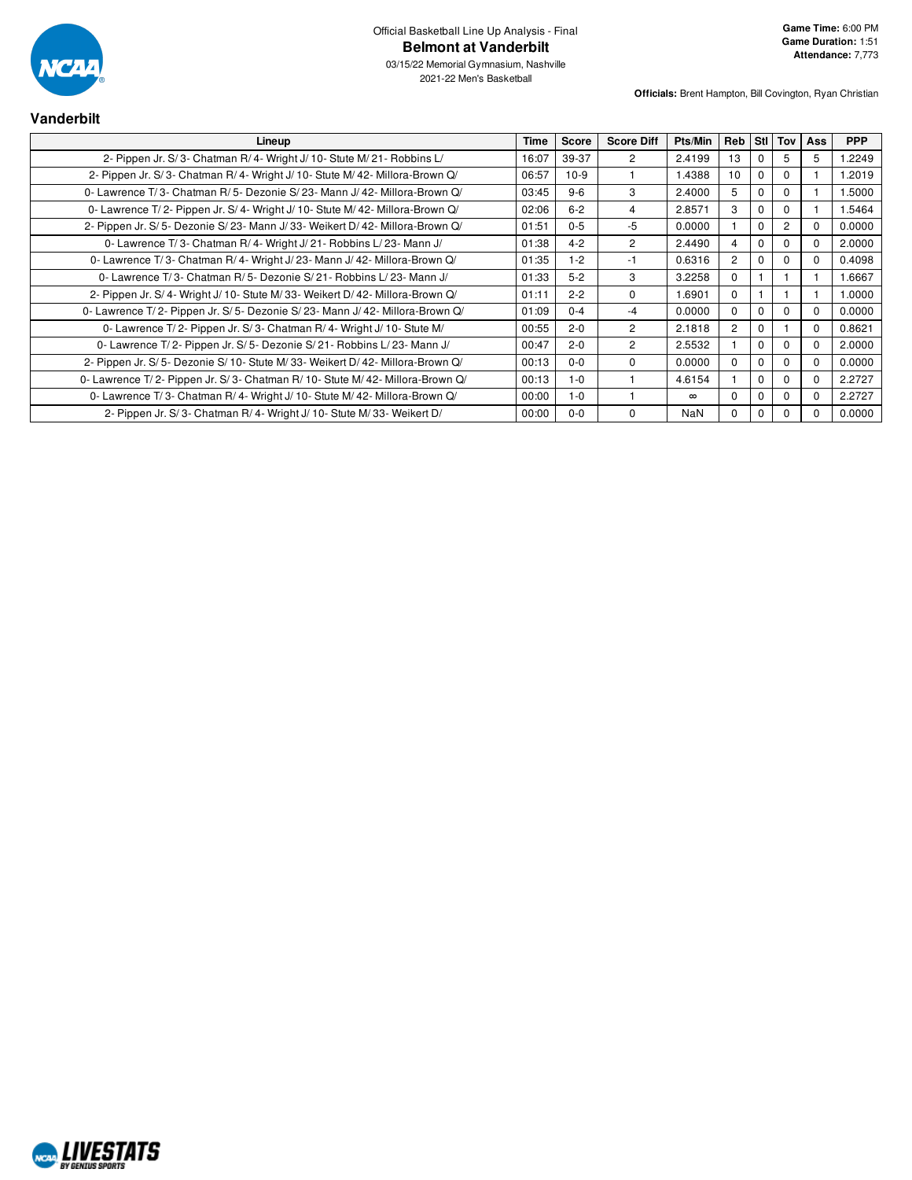Official Basketball Line Up Analysis - Final

# Belmont at Vanderbilt

03/15/22 Memorial Gymnasium, Nashville

2021-22 Men's Basketball

**Game Time:** 6:00 PM
**Game Duration:** 1:51
**Attendance:** 7,773

**Officials:** Brent Hampton, Bill Covington, Ryan Christian

## Vanderbilt

| Lineup | Time | Score | Score Diff | Pts/Min | Reb | Stl | Tov | Ass | PPP |
|---|---|---|---|---|---|---|---|---|---|
| 2- Pippen Jr. S/ 3- Chatman R/ 4- Wright J/ 10- Stute M/ 21- Robbins L/ | 16:07 | 39-37 | 2 | 2.4199 | 13 | 0 | 5 | 5 | 1.2249 |
| 2- Pippen Jr. S/ 3- Chatman R/ 4- Wright J/ 10- Stute M/ 42- Millora-Brown Q/ | 06:57 | 10-9 | 1 | 1.4388 | 10 | 0 | 0 | 1 | 1.2019 |
| 0- Lawrence T/ 3- Chatman R/ 5- Dezonie S/ 23- Mann J/ 42- Millora-Brown Q/ | 03:45 | 9-6 | 3 | 2.4000 | 5 | 0 | 0 | 1 | 1.5000 |
| 0- Lawrence T/ 2- Pippen Jr. S/ 4- Wright J/ 10- Stute M/ 42- Millora-Brown Q/ | 02:06 | 6-2 | 4 | 2.8571 | 3 | 0 | 0 | 1 | 1.5464 |
| 2- Pippen Jr. S/ 5- Dezonie S/ 23- Mann J/ 33- Weikert D/ 42- Millora-Brown Q/ | 01:51 | 0-5 | -5 | 0.0000 | 1 | 0 | 2 | 0 | 0.0000 |
| 0- Lawrence T/ 3- Chatman R/ 4- Wright J/ 21- Robbins L/ 23- Mann J/ | 01:38 | 4-2 | 2 | 2.4490 | 4 | 0 | 0 | 0 | 2.0000 |
| 0- Lawrence T/ 3- Chatman R/ 4- Wright J/ 23- Mann J/ 42- Millora-Brown Q/ | 01:35 | 1-2 | -1 | 0.6316 | 2 | 0 | 0 | 0 | 0.4098 |
| 0- Lawrence T/ 3- Chatman R/ 5- Dezonie S/ 21- Robbins L/ 23- Mann J/ | 01:33 | 5-2 | 3 | 3.2258 | 0 | 1 | 1 | 1 | 1.6667 |
| 2- Pippen Jr. S/ 4- Wright J/ 10- Stute M/ 33- Weikert D/ 42- Millora-Brown Q/ | 01:11 | 2-2 | 0 | 1.6901 | 0 | 1 | 1 | 1 | 1.0000 |
| 0- Lawrence T/ 2- Pippen Jr. S/ 5- Dezonie S/ 23- Mann J/ 42- Millora-Brown Q/ | 01:09 | 0-4 | -4 | 0.0000 | 0 | 0 | 0 | 0 | 0.0000 |
| 0- Lawrence T/ 2- Pippen Jr. S/ 3- Chatman R/ 4- Wright J/ 10- Stute M/ | 00:55 | 2-0 | 2 | 2.1818 | 2 | 0 | 1 | 0 | 0.8621 |
| 0- Lawrence T/ 2- Pippen Jr. S/ 5- Dezonie S/ 21- Robbins L/ 23- Mann J/ | 00:47 | 2-0 | 2 | 2.5532 | 1 | 0 | 0 | 0 | 2.0000 |
| 2- Pippen Jr. S/ 5- Dezonie S/ 10- Stute M/ 33- Weikert D/ 42- Millora-Brown Q/ | 00:13 | 0-0 | 0 | 0.0000 | 0 | 0 | 0 | 0 | 0.0000 |
| 0- Lawrence T/ 2- Pippen Jr. S/ 3- Chatman R/ 10- Stute M/ 42- Millora-Brown Q/ | 00:13 | 1-0 | 1 | 4.6154 | 1 | 0 | 0 | 0 | 2.2727 |
| 0- Lawrence T/ 3- Chatman R/ 4- Wright J/ 10- Stute M/ 42- Millora-Brown Q/ | 00:00 | 1-0 | 1 | ∞ | 0 | 0 | 0 | 0 | 2.2727 |
| 2- Pippen Jr. S/ 3- Chatman R/ 4- Wright J/ 10- Stute M/ 33- Weikert D/ | 00:00 | 0-0 | 0 | NaN | 0 | 0 | 0 | 0 | 0.0000 |